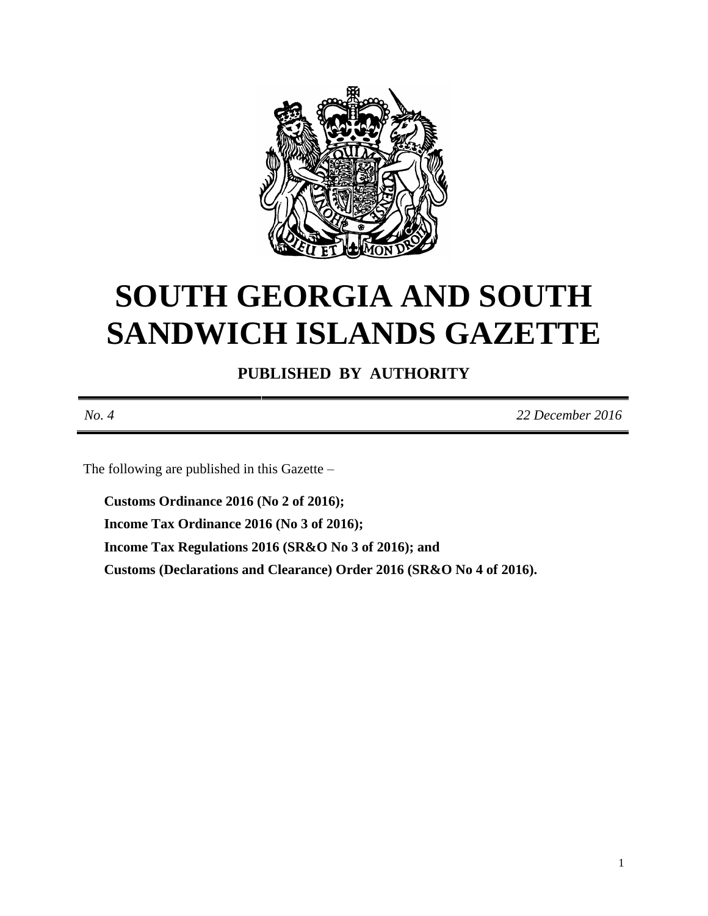# SOUTH GEORGIA AND SOUTH SANDWICH ISLANDS GAZETTE

**PUBLISHED BY AUTHORITY**

*No. 4* *22 December 2016*

The following are published in this Gazette –

**Customs Ordinance 2016 (No 2 of 2016);**

**Income Tax Ordinance 2016 (No 3 of 2016);**

**Income Tax Regulations 2016 (SR&O No 3 of 2016); and**

**Customs (Declarations and Clearance) Order 2016 (SR&O No 4 of 2016).**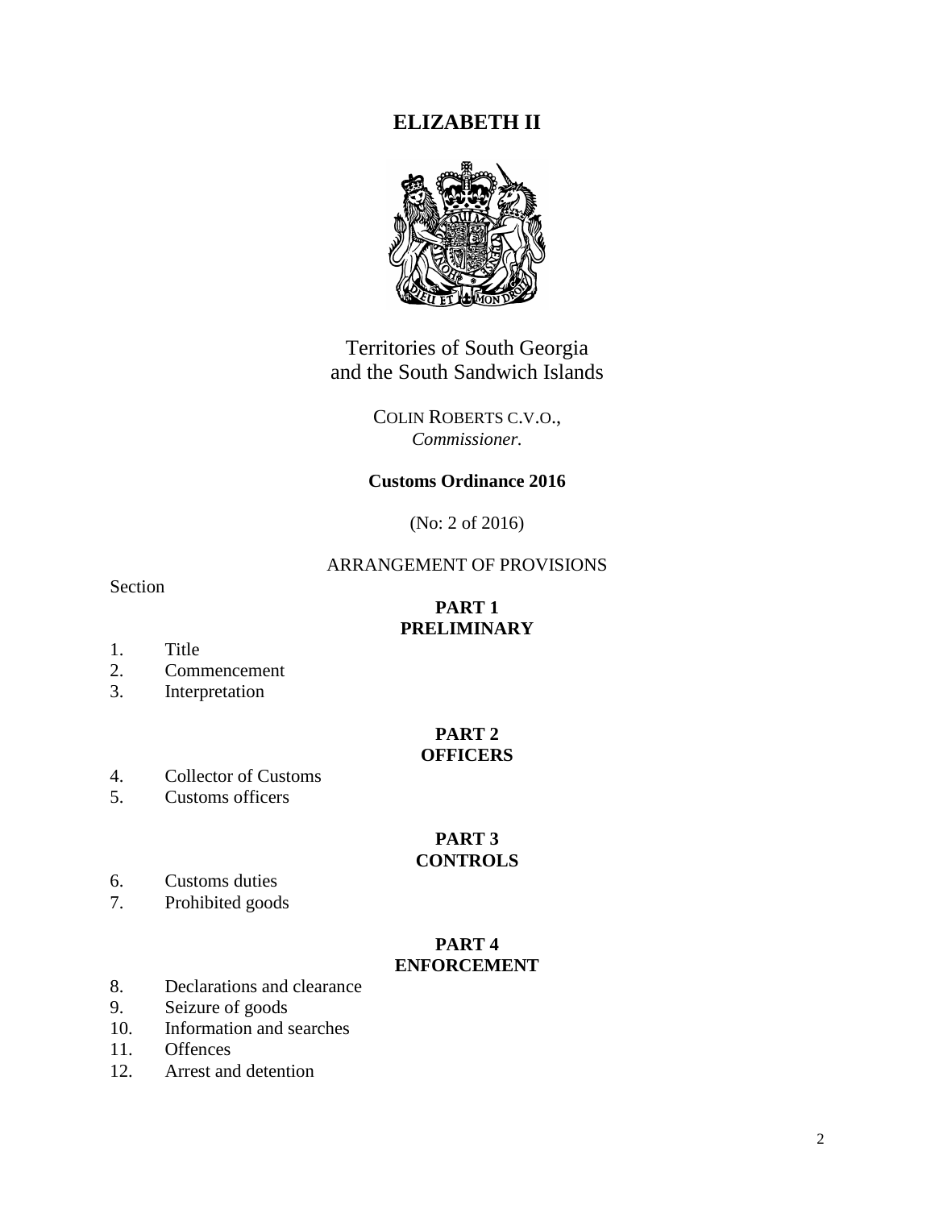# ELIZABETH II

Territories of South Georgia
and the South Sandwich Islands

COLIN ROBERTS C.V.O.,
*Commissioner.*

**Customs Ordinance 2016**

(No: 2 of 2016)

ARRANGEMENT OF PROVISIONS

Section

## PART 1
## PRELIMINARY

1. Title
2. Commencement
3. Interpretation

## PART 2
## OFFICERS

4. Collector of Customs
5. Customs officers

## PART 3
## CONTROLS

6. Customs duties
7. Prohibited goods

## PART 4
## ENFORCEMENT

8. Declarations and clearance
9. Seizure of goods
10. Information and searches
11. Offences
12. Arrest and detention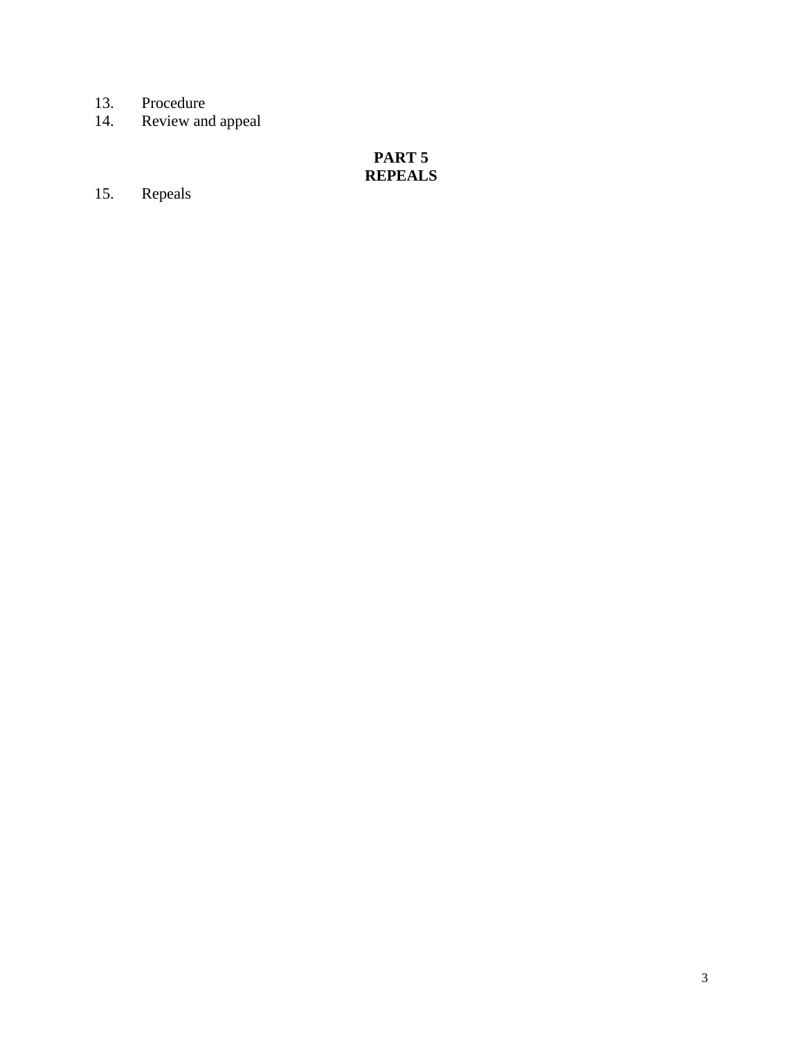13. Procedure
14. Review and appeal

**PART 5**
**REPEALS**

15. Repeals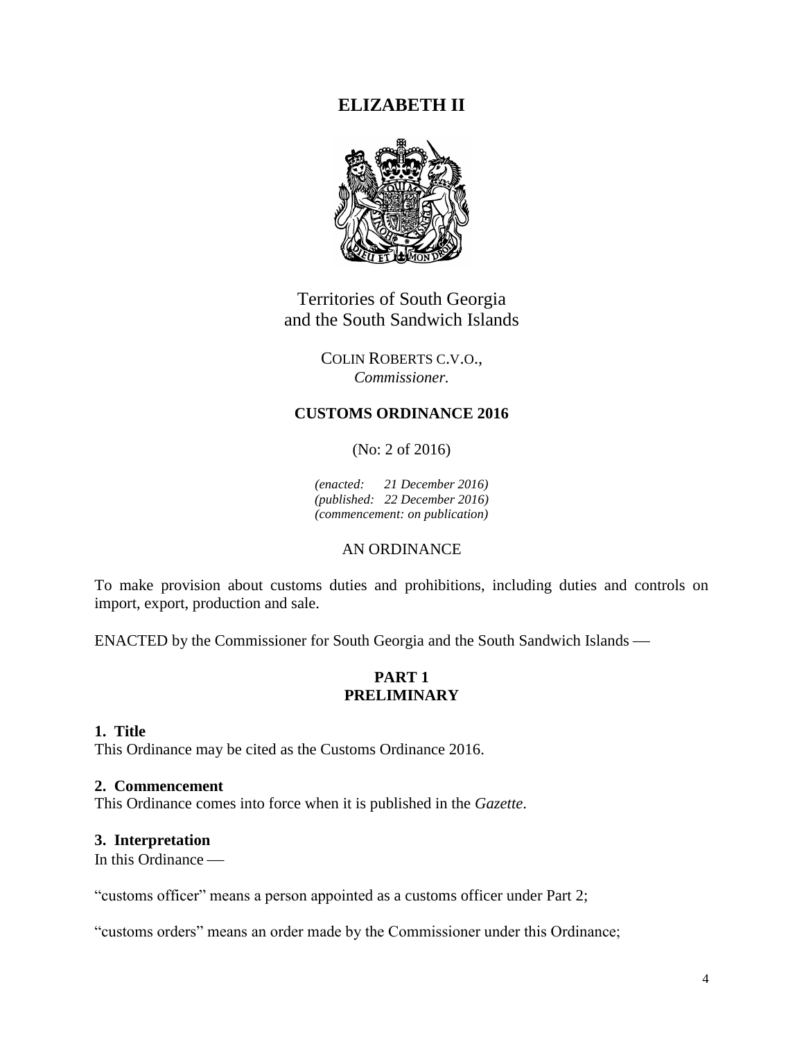# ELIZABETH II

Territories of South Georgia
and the South Sandwich Islands

COLIN ROBERTS C.V.O.,
*Commissioner.*

**CUSTOMS ORDINANCE 2016**

(No: 2 of 2016)

*(enacted: 21 December 2016)*
*(published: 22 December 2016)*
*(commencement: on publication)*

AN ORDINANCE

To make provision about customs duties and prohibitions, including duties and controls on import, export, production and sale.

ENACTED by the Commissioner for South Georgia and the South Sandwich Islands —

## PART 1
## PRELIMINARY

**1. Title**
This Ordinance may be cited as the Customs Ordinance 2016.

**2. Commencement**
This Ordinance comes into force when it is published in the *Gazette*.

**3. Interpretation**
In this Ordinance —

"customs officer" means a person appointed as a customs officer under Part 2;

"customs orders" means an order made by the Commissioner under this Ordinance;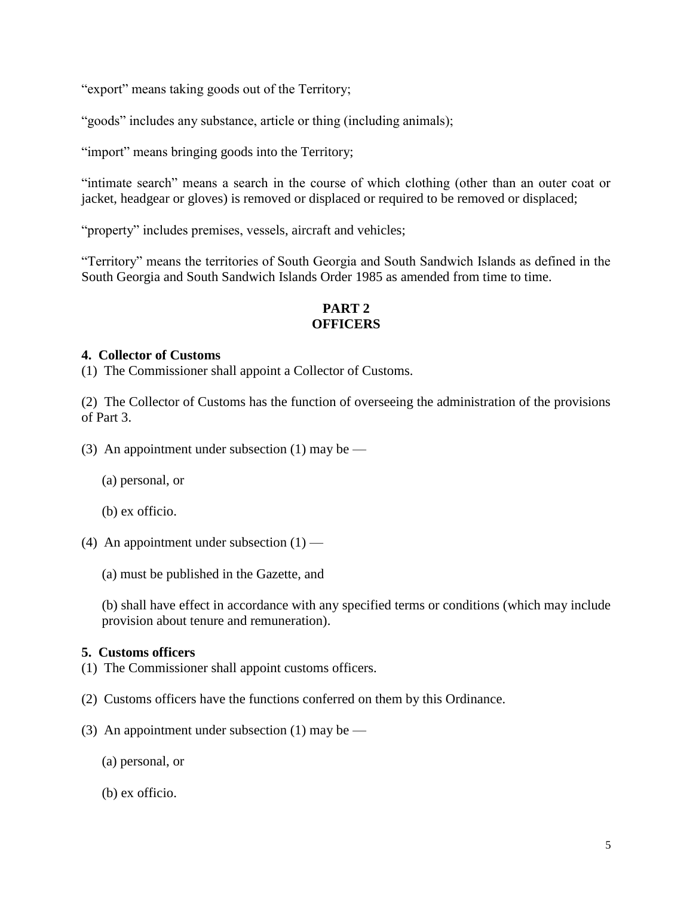"export" means taking goods out of the Territory;

"goods" includes any substance, article or thing (including animals);

"import" means bringing goods into the Territory;

"intimate search" means a search in the course of which clothing (other than an outer coat or jacket, headgear or gloves) is removed or displaced or required to be removed or displaced;

"property" includes premises, vessels, aircraft and vehicles;

"Territory" means the territories of South Georgia and South Sandwich Islands as defined in the South Georgia and South Sandwich Islands Order 1985 as amended from time to time.

## PART 2
## OFFICERS

**4. Collector of Customs**

(1) The Commissioner shall appoint a Collector of Customs.

(2) The Collector of Customs has the function of overseeing the administration of the provisions of Part 3.

(3) An appointment under subsection (1) may be —

(a) personal, or

(b) ex officio.

(4) An appointment under subsection (1) —

(a) must be published in the Gazette, and

(b) shall have effect in accordance with any specified terms or conditions (which may include provision about tenure and remuneration).

**5. Customs officers**

(1) The Commissioner shall appoint customs officers.

(2) Customs officers have the functions conferred on them by this Ordinance.

(3) An appointment under subsection (1) may be —

(a) personal, or

(b) ex officio.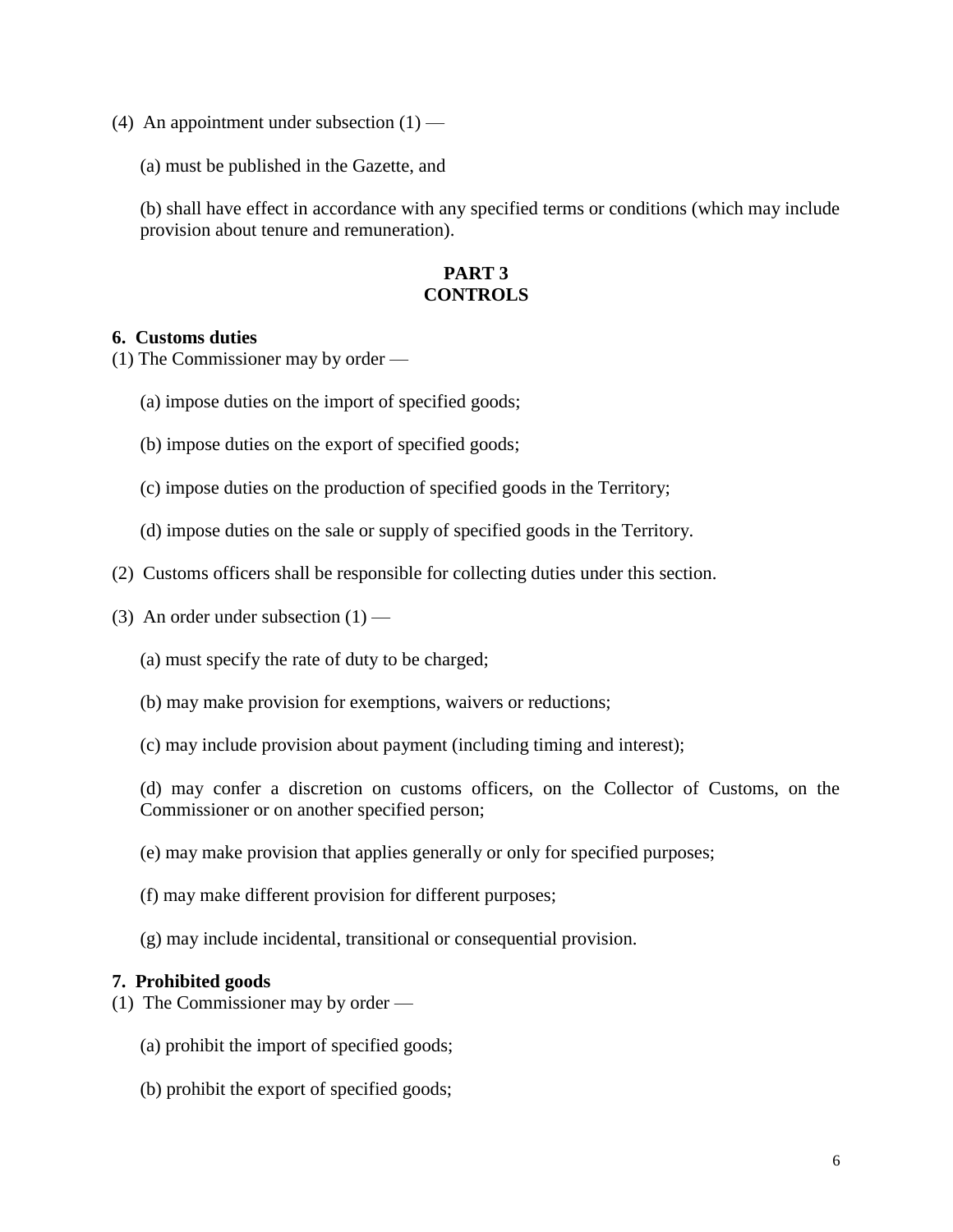(4) An appointment under subsection (1) —

(a) must be published in the Gazette, and

(b) shall have effect in accordance with any specified terms or conditions (which may include provision about tenure and remuneration).

## PART 3
## CONTROLS

**6. Customs duties**

(1) The Commissioner may by order —

(a) impose duties on the import of specified goods;

(b) impose duties on the export of specified goods;

(c) impose duties on the production of specified goods in the Territory;

(d) impose duties on the sale or supply of specified goods in the Territory.

(2) Customs officers shall be responsible for collecting duties under this section.

(3) An order under subsection (1) —

(a) must specify the rate of duty to be charged;

(b) may make provision for exemptions, waivers or reductions;

(c) may include provision about payment (including timing and interest);

(d) may confer a discretion on customs officers, on the Collector of Customs, on the Commissioner or on another specified person;

(e) may make provision that applies generally or only for specified purposes;

(f) may make different provision for different purposes;

(g) may include incidental, transitional or consequential provision.

**7. Prohibited goods**

(1) The Commissioner may by order —

(a) prohibit the import of specified goods;

(b) prohibit the export of specified goods;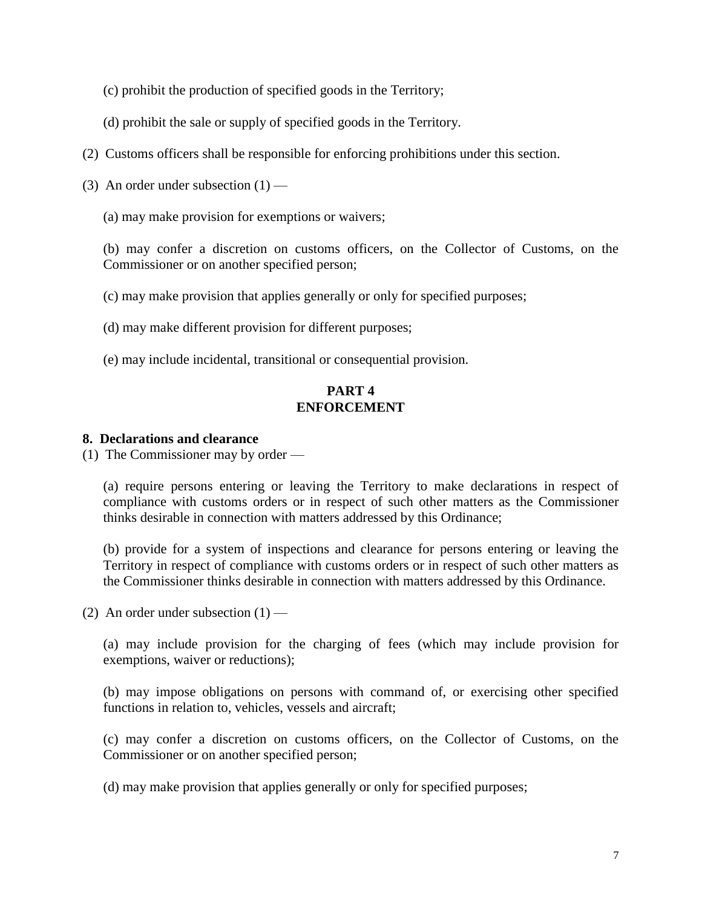(c) prohibit the production of specified goods in the Territory;

(d) prohibit the sale or supply of specified goods in the Territory.

(2) Customs officers shall be responsible for enforcing prohibitions under this section.

(3) An order under subsection (1) —

(a) may make provision for exemptions or waivers;

(b) may confer a discretion on customs officers, on the Collector of Customs, on the Commissioner or on another specified person;

(c) may make provision that applies generally or only for specified purposes;

(d) may make different provision for different purposes;

(e) may include incidental, transitional or consequential provision.

## PART 4
## ENFORCEMENT

**8. Declarations and clearance**

(1) The Commissioner may by order —

(a) require persons entering or leaving the Territory to make declarations in respect of compliance with customs orders or in respect of such other matters as the Commissioner thinks desirable in connection with matters addressed by this Ordinance;

(b) provide for a system of inspections and clearance for persons entering or leaving the Territory in respect of compliance with customs orders or in respect of such other matters as the Commissioner thinks desirable in connection with matters addressed by this Ordinance.

(2) An order under subsection (1) —

(a) may include provision for the charging of fees (which may include provision for exemptions, waiver or reductions);

(b) may impose obligations on persons with command of, or exercising other specified functions in relation to, vehicles, vessels and aircraft;

(c) may confer a discretion on customs officers, on the Collector of Customs, on the Commissioner or on another specified person;

(d) may make provision that applies generally or only for specified purposes;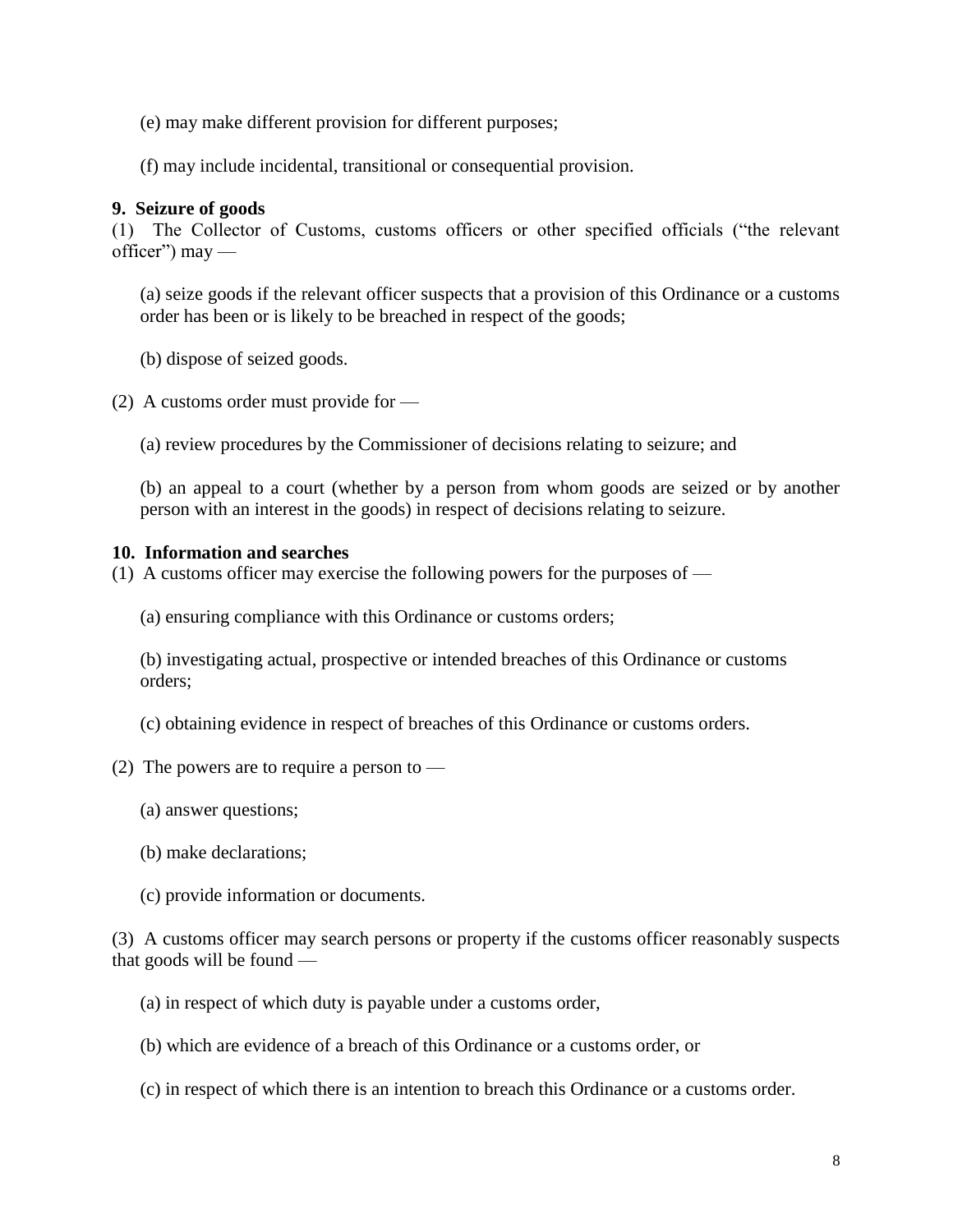(e) may make different provision for different purposes;

(f) may include incidental, transitional or consequential provision.

**9. Seizure of goods**

(1) The Collector of Customs, customs officers or other specified officials ("the relevant officer") may —

(a) seize goods if the relevant officer suspects that a provision of this Ordinance or a customs order has been or is likely to be breached in respect of the goods;

(b) dispose of seized goods.

(2) A customs order must provide for —

(a) review procedures by the Commissioner of decisions relating to seizure; and

(b) an appeal to a court (whether by a person from whom goods are seized or by another person with an interest in the goods) in respect of decisions relating to seizure.

**10. Information and searches**

(1) A customs officer may exercise the following powers for the purposes of —

(a) ensuring compliance with this Ordinance or customs orders;

(b) investigating actual, prospective or intended breaches of this Ordinance or customs orders;

(c) obtaining evidence in respect of breaches of this Ordinance or customs orders.

(2) The powers are to require a person to —

(a) answer questions;

(b) make declarations;

(c) provide information or documents.

(3) A customs officer may search persons or property if the customs officer reasonably suspects that goods will be found —

(a) in respect of which duty is payable under a customs order,

(b) which are evidence of a breach of this Ordinance or a customs order, or

(c) in respect of which there is an intention to breach this Ordinance or a customs order.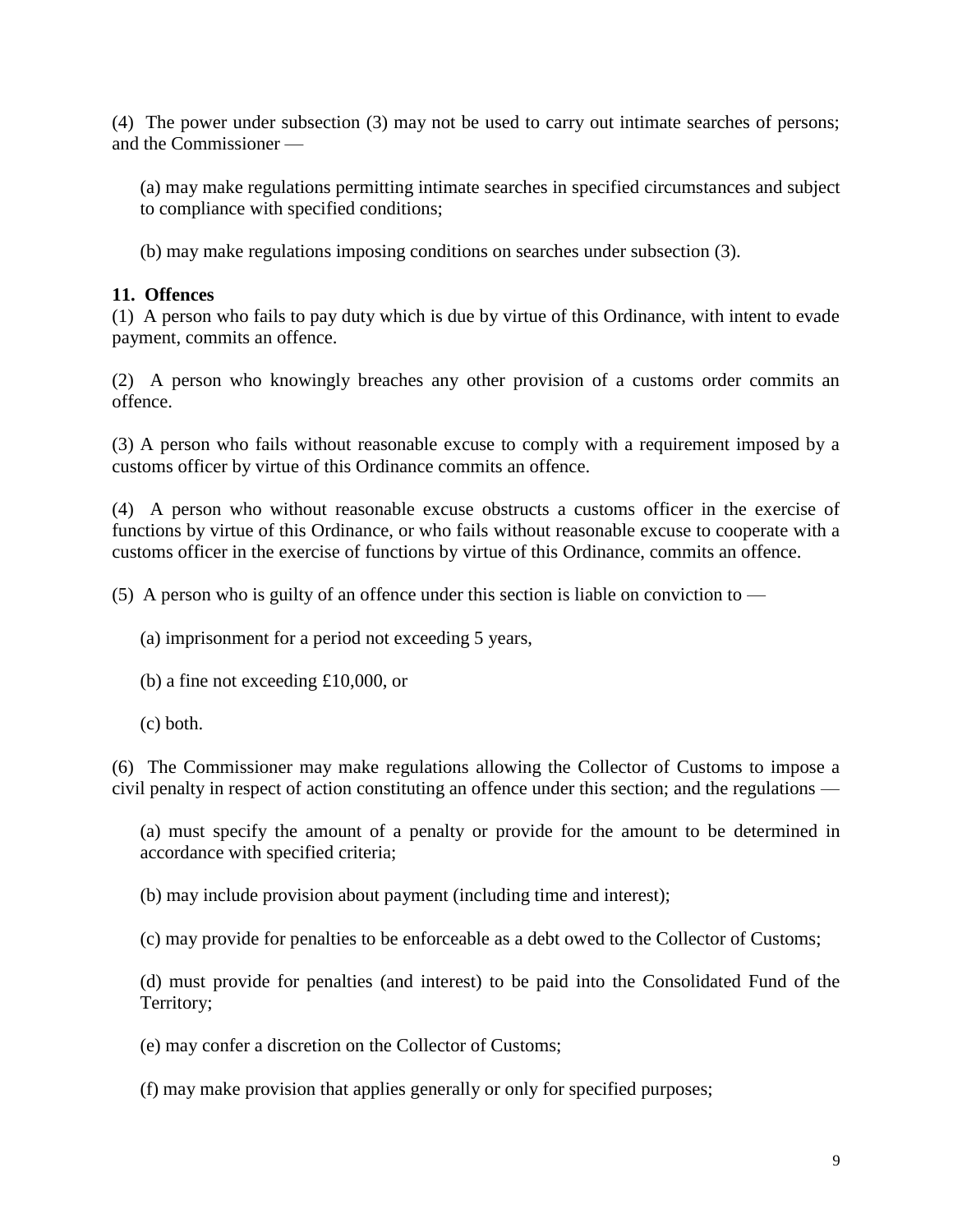(4) The power under subsection (3) may not be used to carry out intimate searches of persons; and the Commissioner —

(a) may make regulations permitting intimate searches in specified circumstances and subject to compliance with specified conditions;

(b) may make regulations imposing conditions on searches under subsection (3).

**11. Offences**

(1) A person who fails to pay duty which is due by virtue of this Ordinance, with intent to evade payment, commits an offence.

(2) A person who knowingly breaches any other provision of a customs order commits an offence.

(3) A person who fails without reasonable excuse to comply with a requirement imposed by a customs officer by virtue of this Ordinance commits an offence.

(4) A person who without reasonable excuse obstructs a customs officer in the exercise of functions by virtue of this Ordinance, or who fails without reasonable excuse to cooperate with a customs officer in the exercise of functions by virtue of this Ordinance, commits an offence.

(5) A person who is guilty of an offence under this section is liable on conviction to —

(a) imprisonment for a period not exceeding 5 years,

(b) a fine not exceeding £10,000, or

(c) both.

(6) The Commissioner may make regulations allowing the Collector of Customs to impose a civil penalty in respect of action constituting an offence under this section; and the regulations —

(a) must specify the amount of a penalty or provide for the amount to be determined in accordance with specified criteria;

(b) may include provision about payment (including time and interest);

(c) may provide for penalties to be enforceable as a debt owed to the Collector of Customs;

(d) must provide for penalties (and interest) to be paid into the Consolidated Fund of the Territory;

(e) may confer a discretion on the Collector of Customs;

(f) may make provision that applies generally or only for specified purposes;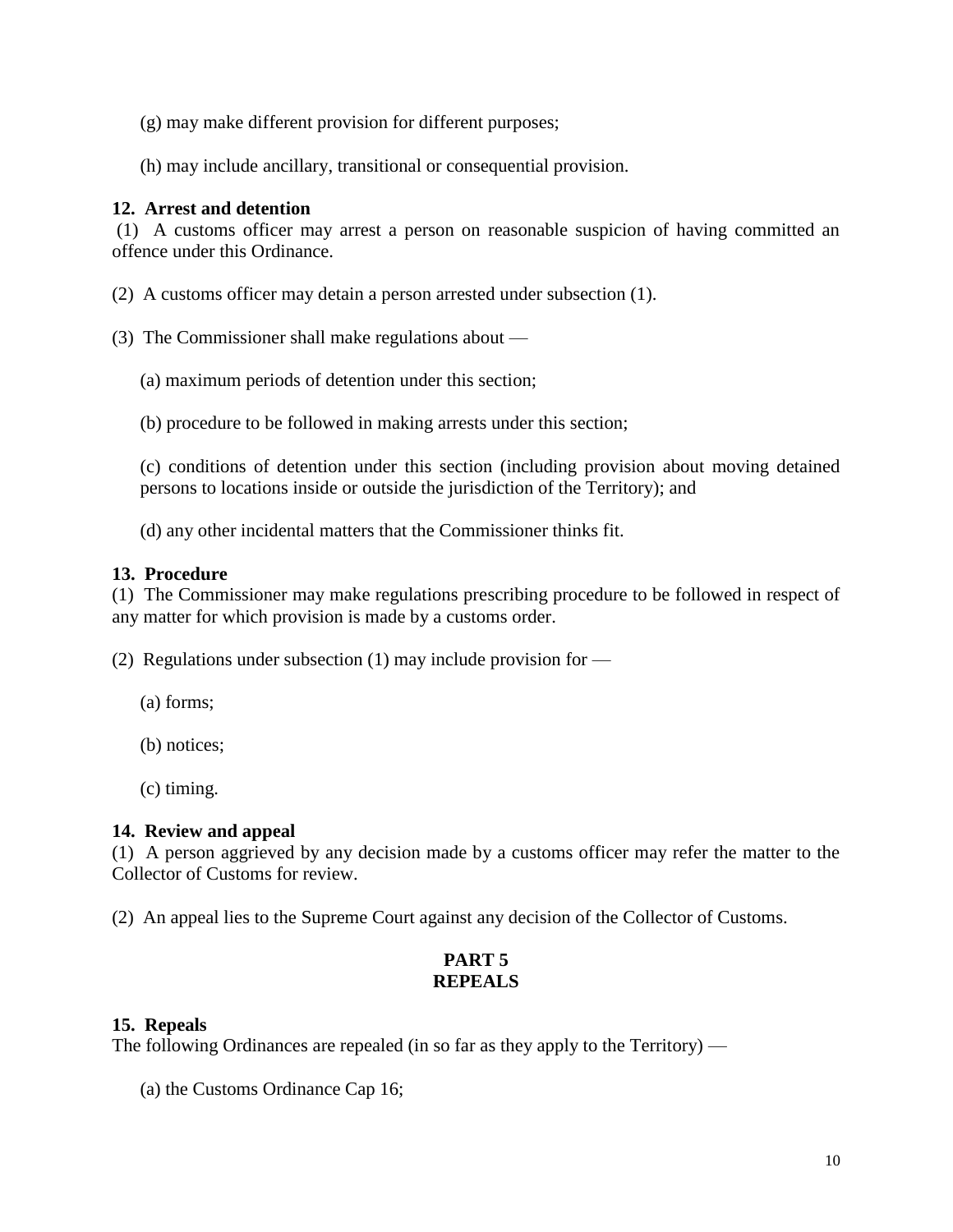(g) may make different provision for different purposes;

(h) may include ancillary, transitional or consequential provision.

**12. Arrest and detention**

(1) A customs officer may arrest a person on reasonable suspicion of having committed an offence under this Ordinance.

(2) A customs officer may detain a person arrested under subsection (1).

(3) The Commissioner shall make regulations about —

(a) maximum periods of detention under this section;

(b) procedure to be followed in making arrests under this section;

(c) conditions of detention under this section (including provision about moving detained persons to locations inside or outside the jurisdiction of the Territory); and

(d) any other incidental matters that the Commissioner thinks fit.

**13. Procedure**

(1) The Commissioner may make regulations prescribing procedure to be followed in respect of any matter for which provision is made by a customs order.

(2) Regulations under subsection (1) may include provision for —

(a) forms;

(b) notices;

(c) timing.

**14. Review and appeal**

(1) A person aggrieved by any decision made by a customs officer may refer the matter to the Collector of Customs for review.

(2) An appeal lies to the Supreme Court against any decision of the Collector of Customs.

## PART 5
## REPEALS

**15. Repeals**

The following Ordinances are repealed (in so far as they apply to the Territory) —

(a) the Customs Ordinance Cap 16;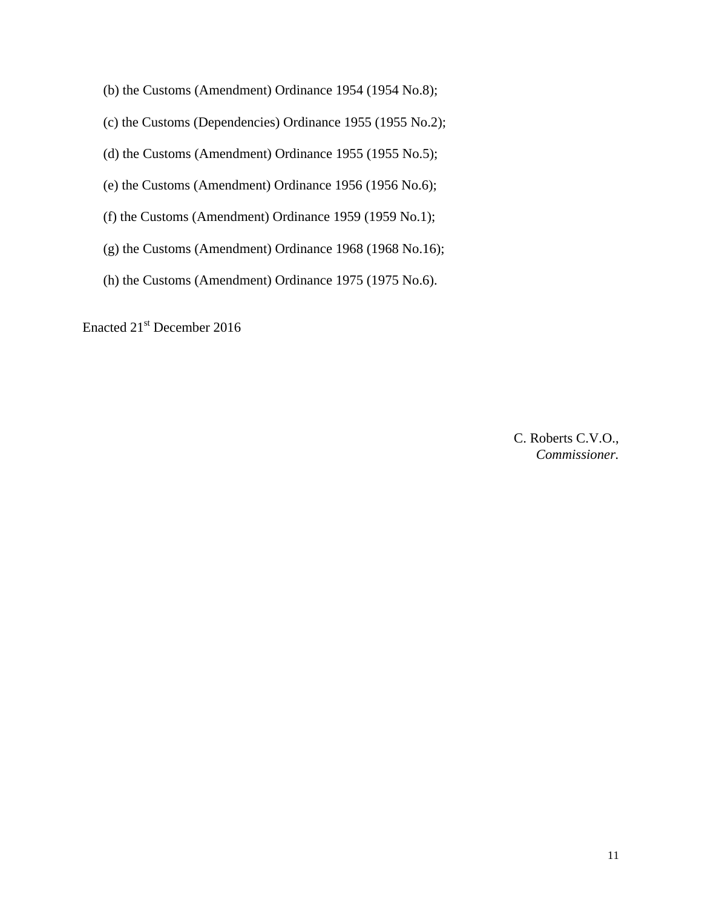(b) the Customs (Amendment) Ordinance 1954 (1954 No.8);

(c) the Customs (Dependencies) Ordinance 1955 (1955 No.2);

(d) the Customs (Amendment) Ordinance 1955 (1955 No.5);

(e) the Customs (Amendment) Ordinance 1956 (1956 No.6);

(f) the Customs (Amendment) Ordinance 1959 (1959 No.1);

(g) the Customs (Amendment) Ordinance 1968 (1968 No.16);

(h) the Customs (Amendment) Ordinance 1975 (1975 No.6).

Enacted 21st December 2016

C. Roberts C.V.O.,
*Commissioner.*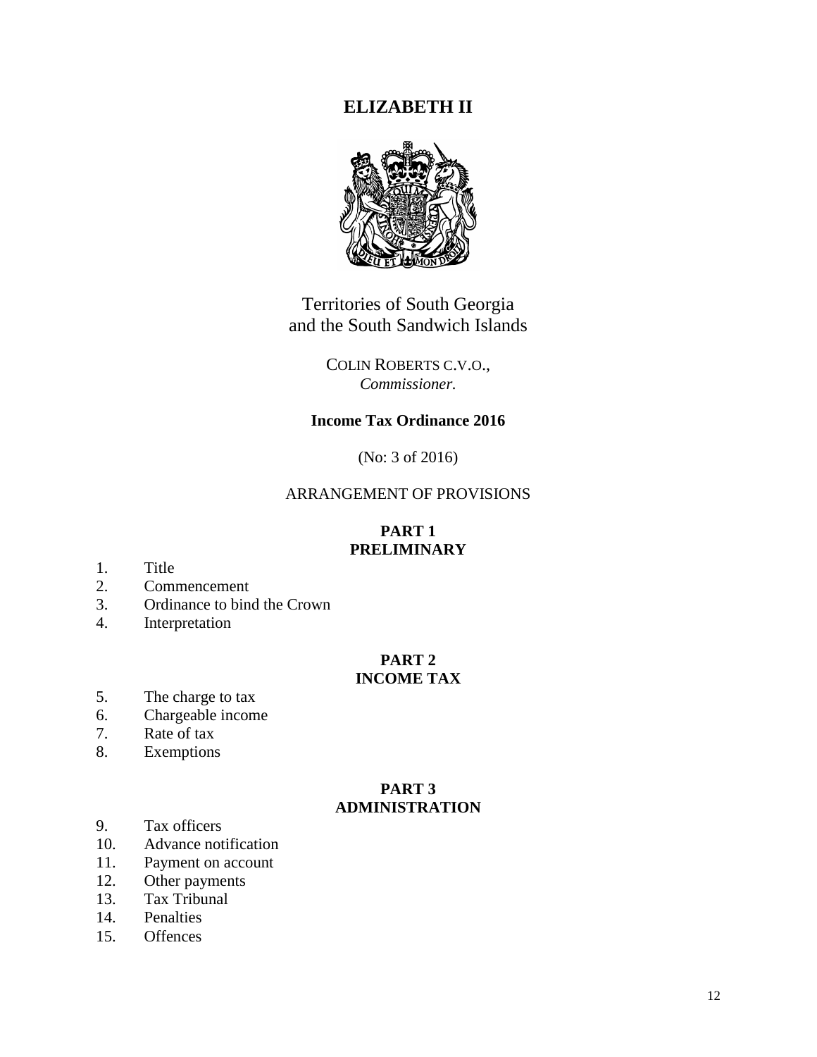# ELIZABETH II

Territories of South Georgia
and the South Sandwich Islands

COLIN ROBERTS C.V.O.,
*Commissioner.*

**Income Tax Ordinance 2016**

(No: 3 of 2016)

ARRANGEMENT OF PROVISIONS

**PART 1**
**PRELIMINARY**

1. Title
2. Commencement
3. Ordinance to bind the Crown
4. Interpretation

**PART 2**
**INCOME TAX**

5. The charge to tax
6. Chargeable income
7. Rate of tax
8. Exemptions

**PART 3**
**ADMINISTRATION**

9. Tax officers
10. Advance notification
11. Payment on account
12. Other payments
13. Tax Tribunal
14. Penalties
15. Offences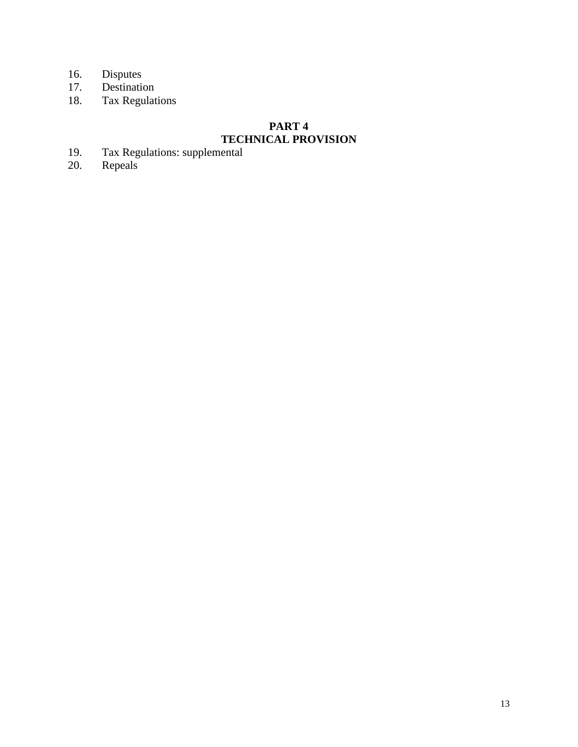16. Disputes
17. Destination
18. Tax Regulations

## PART 4
## TECHNICAL PROVISION

19. Tax Regulations: supplemental
20. Repeals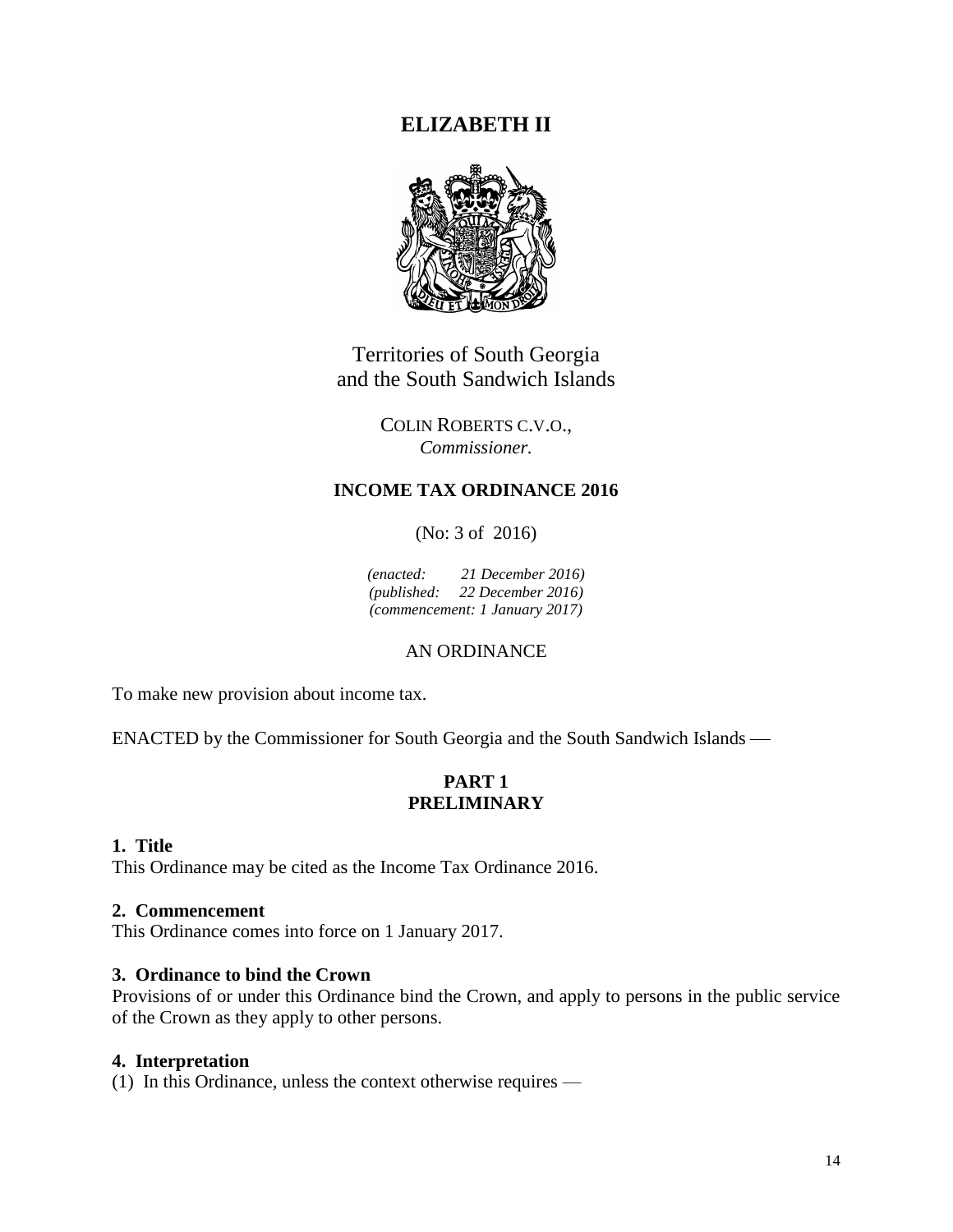# ELIZABETH II

Territories of South Georgia
and the South Sandwich Islands

COLIN ROBERTS C.V.O.,
*Commissioner.*

## INCOME TAX ORDINANCE 2016

(No: 3 of 2016)

*(enacted: 21 December 2016)*
*(published: 22 December 2016)*
*(commencement: 1 January 2017)*

AN ORDINANCE

To make new provision about income tax.

ENACTED by the Commissioner for South Georgia and the South Sandwich Islands —

## PART 1
## PRELIMINARY

### 1. Title

This Ordinance may be cited as the Income Tax Ordinance 2016.

### 2. Commencement

This Ordinance comes into force on 1 January 2017.

### 3. Ordinance to bind the Crown

Provisions of or under this Ordinance bind the Crown, and apply to persons in the public service of the Crown as they apply to other persons.

### 4. Interpretation

(1) In this Ordinance, unless the context otherwise requires —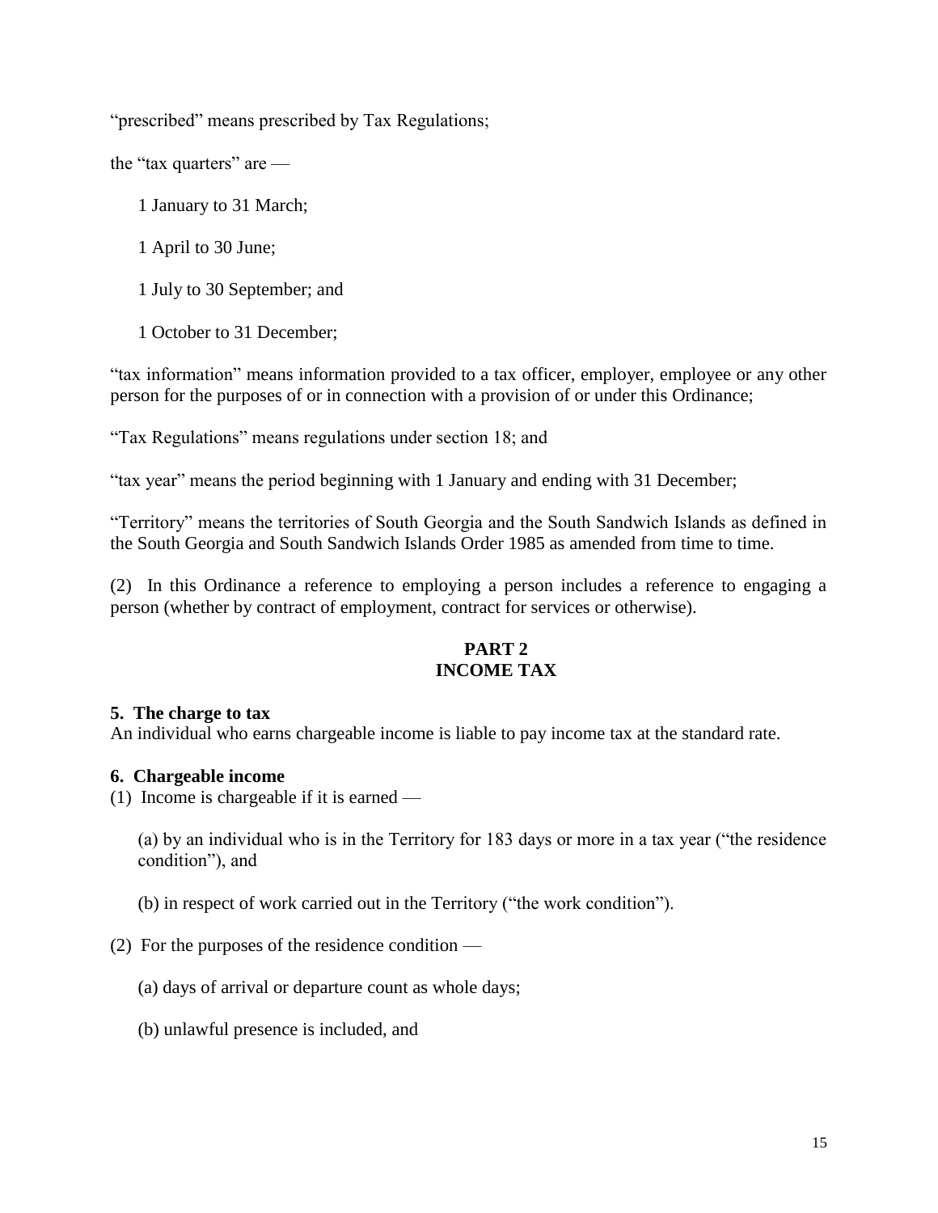"prescribed" means prescribed by Tax Regulations;

the "tax quarters" are —

1 January to 31 March;

1 April to 30 June;

1 July to 30 September; and

1 October to 31 December;

"tax information" means information provided to a tax officer, employer, employee or any other person for the purposes of or in connection with a provision of or under this Ordinance;

"Tax Regulations" means regulations under section 18; and

"tax year" means the period beginning with 1 January and ending with 31 December;

"Territory" means the territories of South Georgia and the South Sandwich Islands as defined in the South Georgia and South Sandwich Islands Order 1985 as amended from time to time.

(2) In this Ordinance a reference to employing a person includes a reference to engaging a person (whether by contract of employment, contract for services or otherwise).

## PART 2
## INCOME TAX

### 5. The charge to tax

An individual who earns chargeable income is liable to pay income tax at the standard rate.

### 6. Chargeable income

(1) Income is chargeable if it is earned —

(a) by an individual who is in the Territory for 183 days or more in a tax year ("the residence condition"), and

(b) in respect of work carried out in the Territory ("the work condition").

(2) For the purposes of the residence condition —

(a) days of arrival or departure count as whole days;

(b) unlawful presence is included, and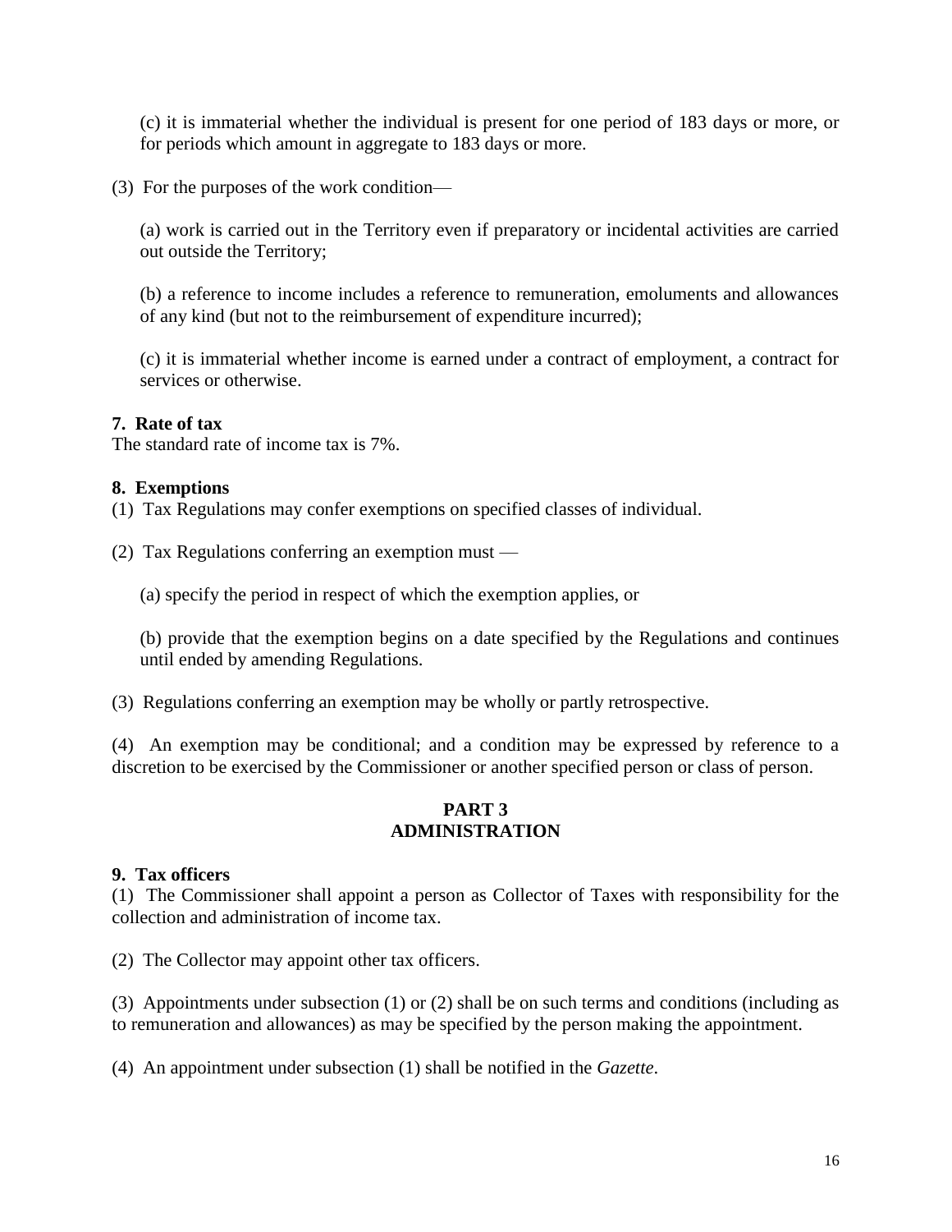(c) it is immaterial whether the individual is present for one period of 183 days or more, or for periods which amount in aggregate to 183 days or more.

(3) For the purposes of the work condition—

(a) work is carried out in the Territory even if preparatory or incidental activities are carried out outside the Territory;

(b) a reference to income includes a reference to remuneration, emoluments and allowances of any kind (but not to the reimbursement of expenditure incurred);

(c) it is immaterial whether income is earned under a contract of employment, a contract for services or otherwise.

**7. Rate of tax**

The standard rate of income tax is 7%.

**8. Exemptions**

(1) Tax Regulations may confer exemptions on specified classes of individual.

(2) Tax Regulations conferring an exemption must —

(a) specify the period in respect of which the exemption applies, or

(b) provide that the exemption begins on a date specified by the Regulations and continues until ended by amending Regulations.

(3) Regulations conferring an exemption may be wholly or partly retrospective.

(4) An exemption may be conditional; and a condition may be expressed by reference to a discretion to be exercised by the Commissioner or another specified person or class of person.

## PART 3
## ADMINISTRATION

**9. Tax officers**

(1) The Commissioner shall appoint a person as Collector of Taxes with responsibility for the collection and administration of income tax.

(2) The Collector may appoint other tax officers.

(3) Appointments under subsection (1) or (2) shall be on such terms and conditions (including as to remuneration and allowances) as may be specified by the person making the appointment.

(4) An appointment under subsection (1) shall be notified in the *Gazette*.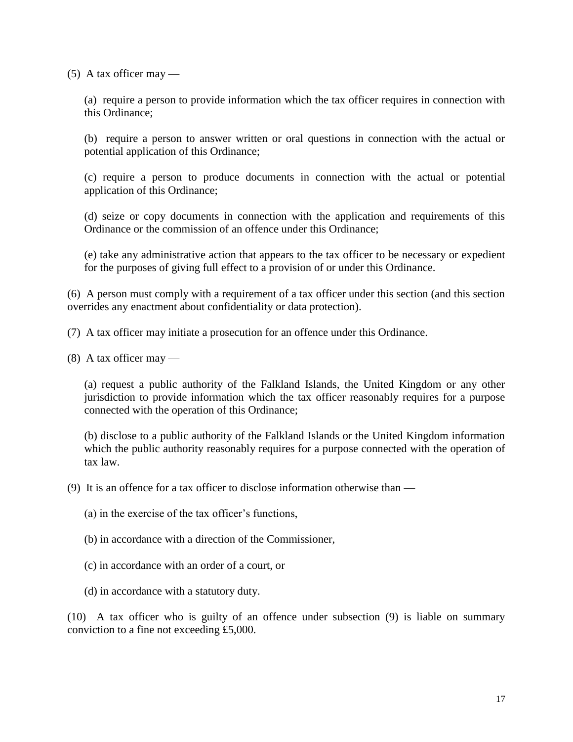(5) A tax officer may —

(a) require a person to provide information which the tax officer requires in connection with this Ordinance;

(b) require a person to answer written or oral questions in connection with the actual or potential application of this Ordinance;

(c) require a person to produce documents in connection with the actual or potential application of this Ordinance;

(d) seize or copy documents in connection with the application and requirements of this Ordinance or the commission of an offence under this Ordinance;

(e) take any administrative action that appears to the tax officer to be necessary or expedient for the purposes of giving full effect to a provision of or under this Ordinance.

(6) A person must comply with a requirement of a tax officer under this section (and this section overrides any enactment about confidentiality or data protection).

(7) A tax officer may initiate a prosecution for an offence under this Ordinance.

(8) A tax officer may —

(a) request a public authority of the Falkland Islands, the United Kingdom or any other jurisdiction to provide information which the tax officer reasonably requires for a purpose connected with the operation of this Ordinance;

(b) disclose to a public authority of the Falkland Islands or the United Kingdom information which the public authority reasonably requires for a purpose connected with the operation of tax law.

(9) It is an offence for a tax officer to disclose information otherwise than —

(a) in the exercise of the tax officer's functions,

(b) in accordance with a direction of the Commissioner,

(c) in accordance with an order of a court, or

(d) in accordance with a statutory duty.

(10) A tax officer who is guilty of an offence under subsection (9) is liable on summary conviction to a fine not exceeding £5,000.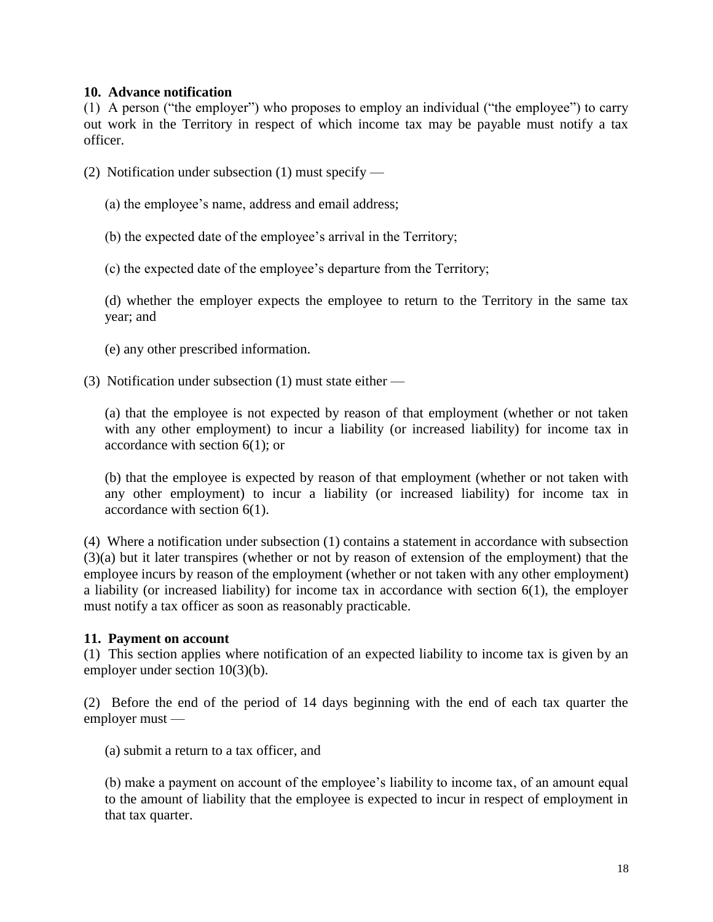**10. Advance notification**

(1) A person ("the employer") who proposes to employ an individual ("the employee") to carry out work in the Territory in respect of which income tax may be payable must notify a tax officer.

(2) Notification under subsection (1) must specify —

(a) the employee's name, address and email address;

(b) the expected date of the employee's arrival in the Territory;

(c) the expected date of the employee's departure from the Territory;

(d) whether the employer expects the employee to return to the Territory in the same tax year; and

(e) any other prescribed information.

(3) Notification under subsection (1) must state either —

(a) that the employee is not expected by reason of that employment (whether or not taken with any other employment) to incur a liability (or increased liability) for income tax in accordance with section 6(1); or

(b) that the employee is expected by reason of that employment (whether or not taken with any other employment) to incur a liability (or increased liability) for income tax in accordance with section 6(1).

(4) Where a notification under subsection (1) contains a statement in accordance with subsection (3)(a) but it later transpires (whether or not by reason of extension of the employment) that the employee incurs by reason of the employment (whether or not taken with any other employment) a liability (or increased liability) for income tax in accordance with section 6(1), the employer must notify a tax officer as soon as reasonably practicable.

**11. Payment on account**

(1) This section applies where notification of an expected liability to income tax is given by an employer under section 10(3)(b).

(2) Before the end of the period of 14 days beginning with the end of each tax quarter the employer must —

(a) submit a return to a tax officer, and

(b) make a payment on account of the employee's liability to income tax, of an amount equal to the amount of liability that the employee is expected to incur in respect of employment in that tax quarter.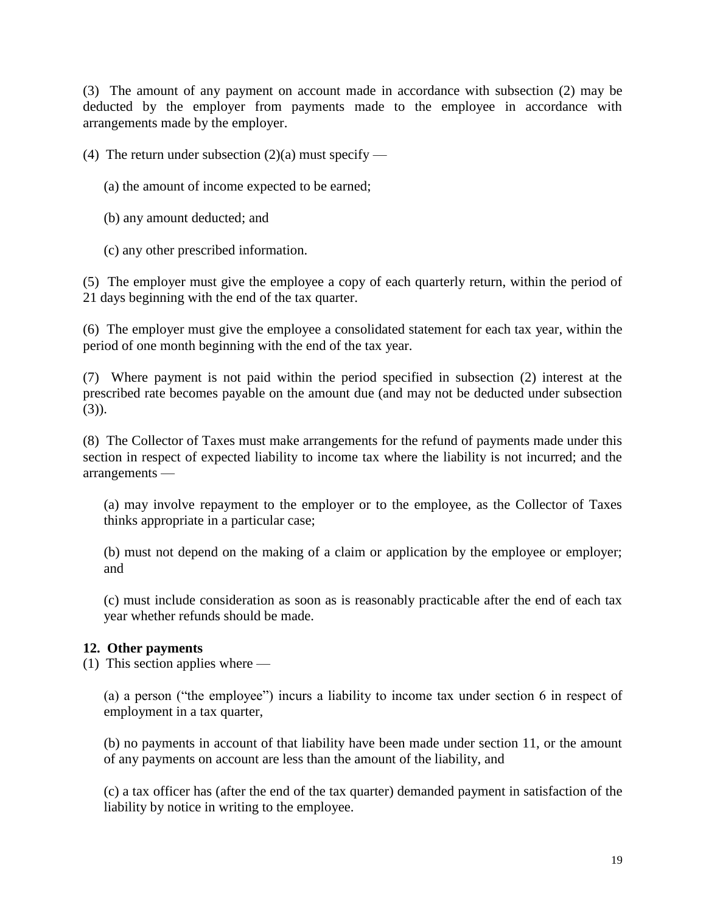(3) The amount of any payment on account made in accordance with subsection (2) may be deducted by the employer from payments made to the employee in accordance with arrangements made by the employer.

(4) The return under subsection (2)(a) must specify —

(a) the amount of income expected to be earned;

(b) any amount deducted; and

(c) any other prescribed information.

(5) The employer must give the employee a copy of each quarterly return, within the period of 21 days beginning with the end of the tax quarter.

(6) The employer must give the employee a consolidated statement for each tax year, within the period of one month beginning with the end of the tax year.

(7) Where payment is not paid within the period specified in subsection (2) interest at the prescribed rate becomes payable on the amount due (and may not be deducted under subsection (3)).

(8) The Collector of Taxes must make arrangements for the refund of payments made under this section in respect of expected liability to income tax where the liability is not incurred; and the arrangements —

(a) may involve repayment to the employer or to the employee, as the Collector of Taxes thinks appropriate in a particular case;

(b) must not depend on the making of a claim or application by the employee or employer; and

(c) must include consideration as soon as is reasonably practicable after the end of each tax year whether refunds should be made.

**12. Other payments**

(1) This section applies where —

(a) a person ("the employee") incurs a liability to income tax under section 6 in respect of employment in a tax quarter,

(b) no payments in account of that liability have been made under section 11, or the amount of any payments on account are less than the amount of the liability, and

(c) a tax officer has (after the end of the tax quarter) demanded payment in satisfaction of the liability by notice in writing to the employee.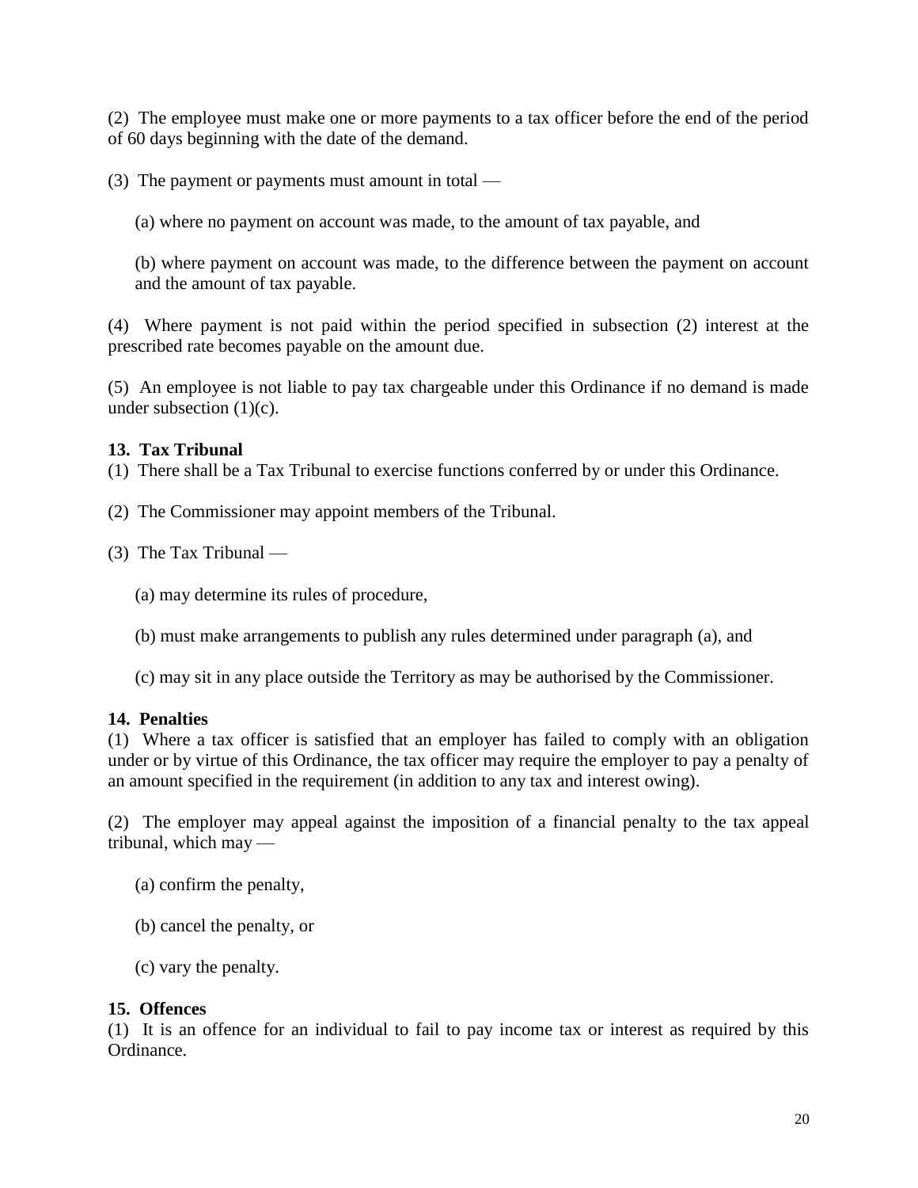(2) The employee must make one or more payments to a tax officer before the end of the period of 60 days beginning with the date of the demand.

(3) The payment or payments must amount in total —

(a) where no payment on account was made, to the amount of tax payable, and

(b) where payment on account was made, to the difference between the payment on account and the amount of tax payable.

(4) Where payment is not paid within the period specified in subsection (2) interest at the prescribed rate becomes payable on the amount due.

(5) An employee is not liable to pay tax chargeable under this Ordinance if no demand is made under subsection (1)(c).

**13. Tax Tribunal**

(1) There shall be a Tax Tribunal to exercise functions conferred by or under this Ordinance.

(2) The Commissioner may appoint members of the Tribunal.

(3) The Tax Tribunal —

(a) may determine its rules of procedure,

(b) must make arrangements to publish any rules determined under paragraph (a), and

(c) may sit in any place outside the Territory as may be authorised by the Commissioner.

**14. Penalties**

(1) Where a tax officer is satisfied that an employer has failed to comply with an obligation under or by virtue of this Ordinance, the tax officer may require the employer to pay a penalty of an amount specified in the requirement (in addition to any tax and interest owing).

(2) The employer may appeal against the imposition of a financial penalty to the tax appeal tribunal, which may —

(a) confirm the penalty,

(b) cancel the penalty, or

(c) vary the penalty.

**15. Offences**

(1) It is an offence for an individual to fail to pay income tax or interest as required by this Ordinance.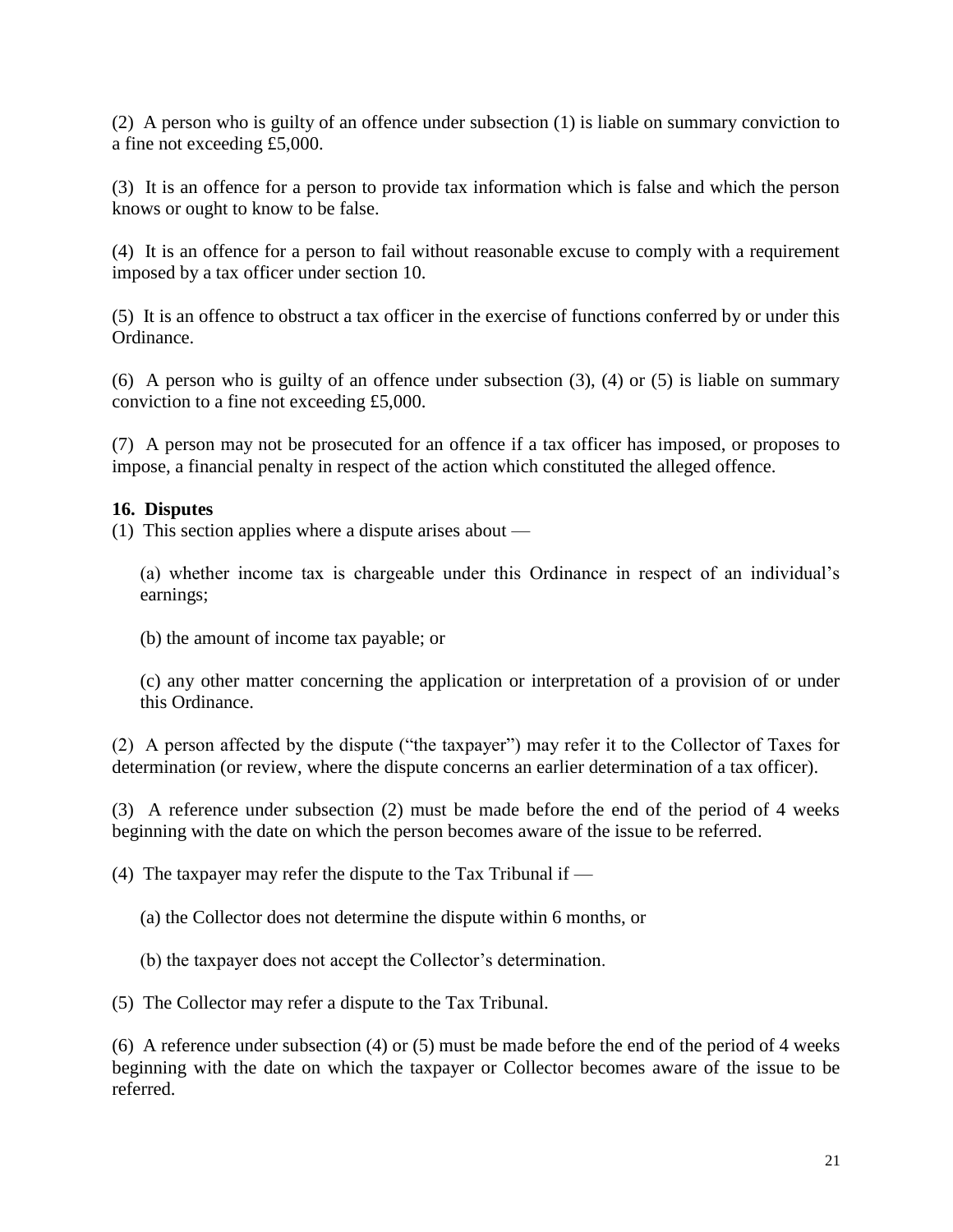(2) A person who is guilty of an offence under subsection (1) is liable on summary conviction to a fine not exceeding £5,000.

(3) It is an offence for a person to provide tax information which is false and which the person knows or ought to know to be false.

(4) It is an offence for a person to fail without reasonable excuse to comply with a requirement imposed by a tax officer under section 10.

(5) It is an offence to obstruct a tax officer in the exercise of functions conferred by or under this Ordinance.

(6) A person who is guilty of an offence under subsection (3), (4) or (5) is liable on summary conviction to a fine not exceeding £5,000.

(7) A person may not be prosecuted for an offence if a tax officer has imposed, or proposes to impose, a financial penalty in respect of the action which constituted the alleged offence.

**16. Disputes**

(1) This section applies where a dispute arises about —

(a) whether income tax is chargeable under this Ordinance in respect of an individual's earnings;

(b) the amount of income tax payable; or

(c) any other matter concerning the application or interpretation of a provision of or under this Ordinance.

(2) A person affected by the dispute ("the taxpayer") may refer it to the Collector of Taxes for determination (or review, where the dispute concerns an earlier determination of a tax officer).

(3) A reference under subsection (2) must be made before the end of the period of 4 weeks beginning with the date on which the person becomes aware of the issue to be referred.

(4) The taxpayer may refer the dispute to the Tax Tribunal if —

(a) the Collector does not determine the dispute within 6 months, or

(b) the taxpayer does not accept the Collector's determination.

(5) The Collector may refer a dispute to the Tax Tribunal.

(6) A reference under subsection (4) or (5) must be made before the end of the period of 4 weeks beginning with the date on which the taxpayer or Collector becomes aware of the issue to be referred.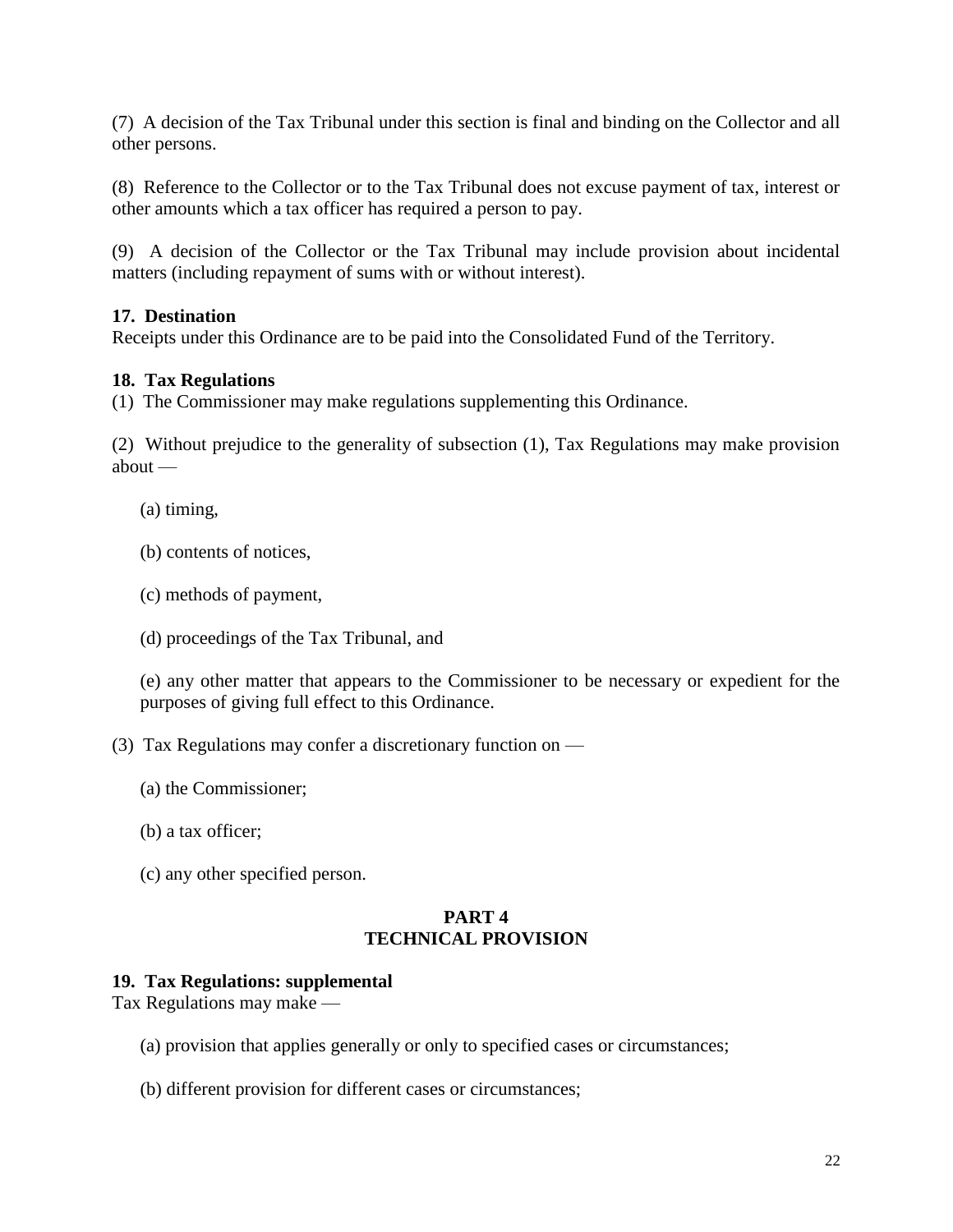(7) A decision of the Tax Tribunal under this section is final and binding on the Collector and all other persons.

(8) Reference to the Collector or to the Tax Tribunal does not excuse payment of tax, interest or other amounts which a tax officer has required a person to pay.

(9) A decision of the Collector or the Tax Tribunal may include provision about incidental matters (including repayment of sums with or without interest).

**17. Destination**
Receipts under this Ordinance are to be paid into the Consolidated Fund of the Territory.

**18. Tax Regulations**
(1) The Commissioner may make regulations supplementing this Ordinance.

(2) Without prejudice to the generality of subsection (1), Tax Regulations may make provision about —

(a) timing,

(b) contents of notices,

(c) methods of payment,

(d) proceedings of the Tax Tribunal, and

(e) any other matter that appears to the Commissioner to be necessary or expedient for the purposes of giving full effect to this Ordinance.

(3) Tax Regulations may confer a discretionary function on —

(a) the Commissioner;

(b) a tax officer;

(c) any other specified person.

## PART 4
## TECHNICAL PROVISION

**19. Tax Regulations: supplemental**
Tax Regulations may make —

(a) provision that applies generally or only to specified cases or circumstances;

(b) different provision for different cases or circumstances;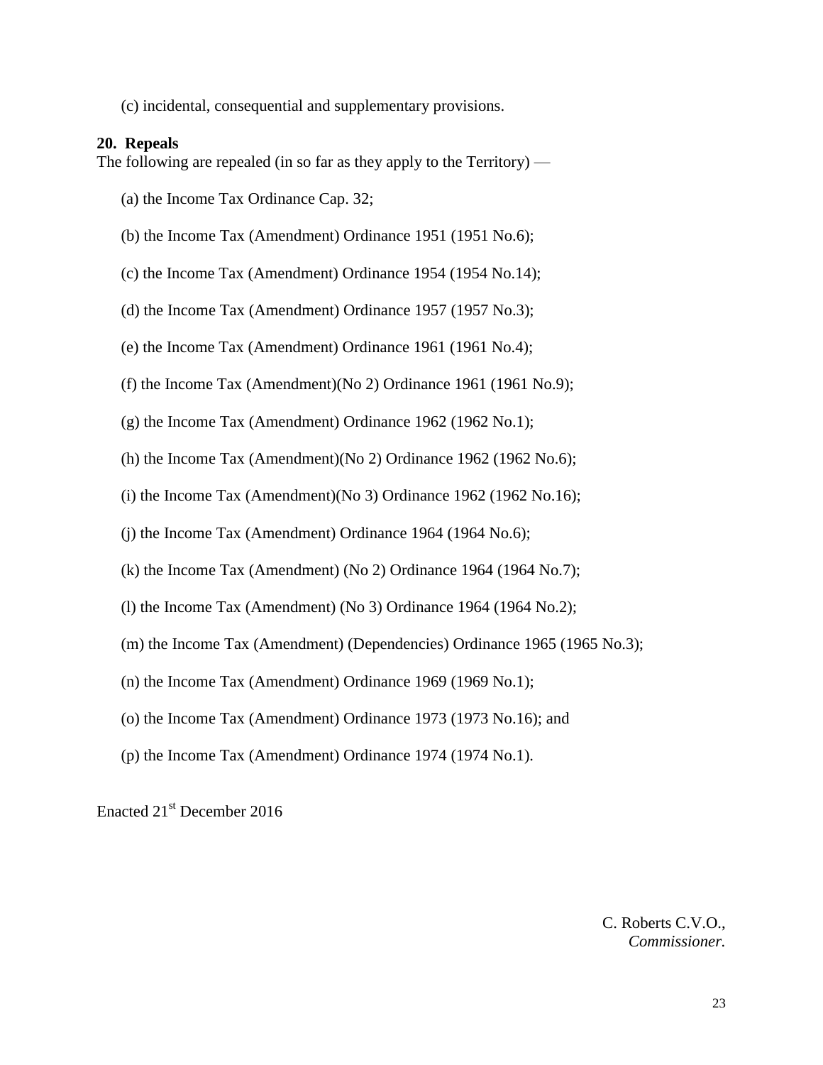(c) incidental, consequential and supplementary provisions.

**20. Repeals**

The following are repealed (in so far as they apply to the Territory) —

(a) the Income Tax Ordinance Cap. 32;

(b) the Income Tax (Amendment) Ordinance 1951 (1951 No.6);

(c) the Income Tax (Amendment) Ordinance 1954 (1954 No.14);

(d) the Income Tax (Amendment) Ordinance 1957 (1957 No.3);

(e) the Income Tax (Amendment) Ordinance 1961 (1961 No.4);

(f) the Income Tax (Amendment)(No 2) Ordinance 1961 (1961 No.9);

(g) the Income Tax (Amendment) Ordinance 1962 (1962 No.1);

(h) the Income Tax (Amendment)(No 2) Ordinance 1962 (1962 No.6);

(i) the Income Tax (Amendment)(No 3) Ordinance 1962 (1962 No.16);

(j) the Income Tax (Amendment) Ordinance 1964 (1964 No.6);

(k) the Income Tax (Amendment) (No 2) Ordinance 1964 (1964 No.7);

(l) the Income Tax (Amendment) (No 3) Ordinance 1964 (1964 No.2);

(m) the Income Tax (Amendment) (Dependencies) Ordinance 1965 (1965 No.3);

(n) the Income Tax (Amendment) Ordinance 1969 (1969 No.1);

(o) the Income Tax (Amendment) Ordinance 1973 (1973 No.16); and

(p) the Income Tax (Amendment) Ordinance 1974 (1974 No.1).

Enacted 21st December 2016

C. Roberts C.V.O.,
*Commissioner.*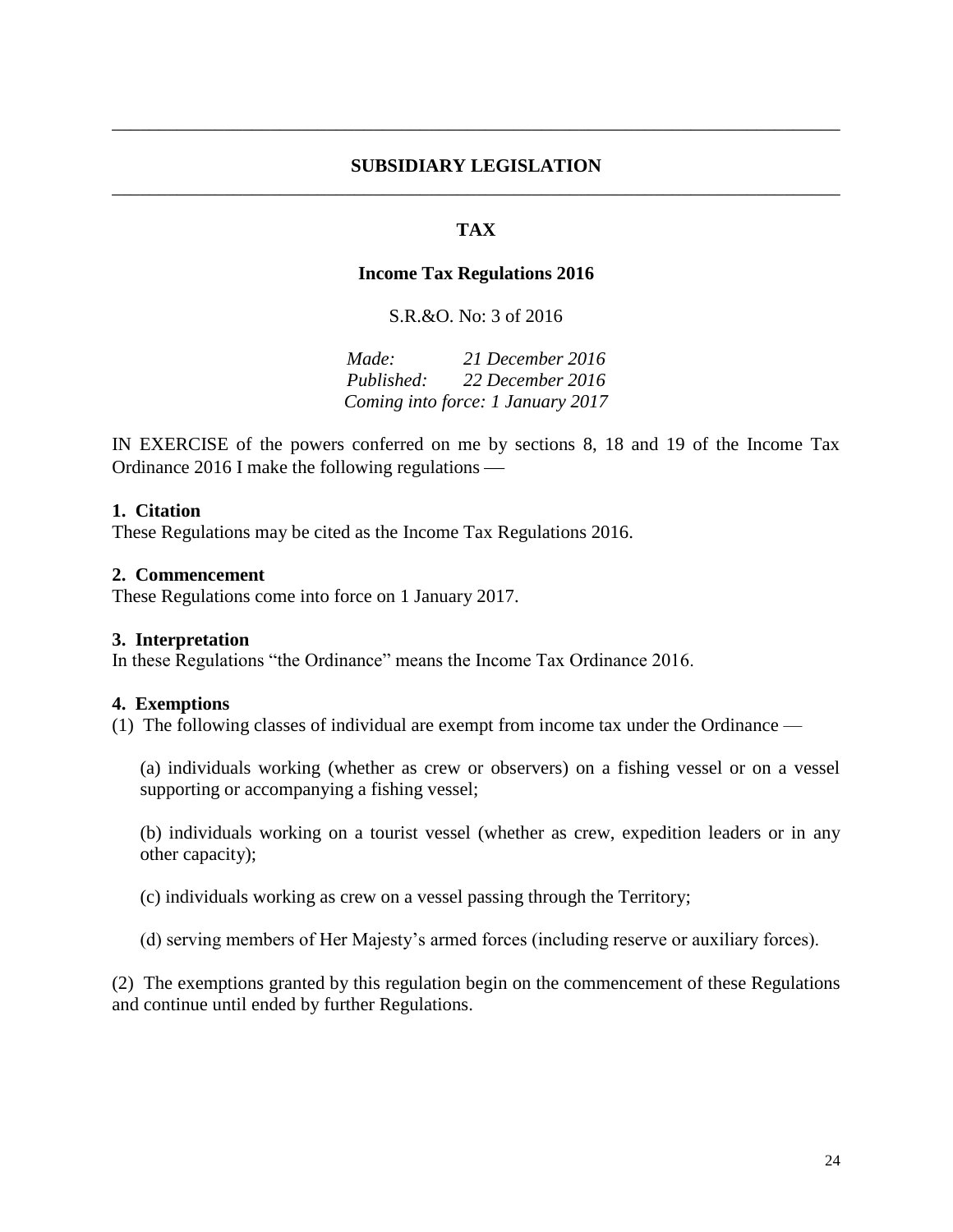## SUBSIDIARY LEGISLATION

### TAX

### Income Tax Regulations 2016

S.R.&O. No: 3 of 2016

*Made: 21 December 2016*
*Published: 22 December 2016*
*Coming into force: 1 January 2017*

IN EXERCISE of the powers conferred on me by sections 8, 18 and 19 of the Income Tax Ordinance 2016 I make the following regulations —

**1. Citation**
These Regulations may be cited as the Income Tax Regulations 2016.

**2. Commencement**
These Regulations come into force on 1 January 2017.

**3. Interpretation**
In these Regulations "the Ordinance" means the Income Tax Ordinance 2016.

**4. Exemptions**
(1) The following classes of individual are exempt from income tax under the Ordinance —

(a) individuals working (whether as crew or observers) on a fishing vessel or on a vessel supporting or accompanying a fishing vessel;

(b) individuals working on a tourist vessel (whether as crew, expedition leaders or in any other capacity);

(c) individuals working as crew on a vessel passing through the Territory;

(d) serving members of Her Majesty's armed forces (including reserve or auxiliary forces).

(2) The exemptions granted by this regulation begin on the commencement of these Regulations and continue until ended by further Regulations.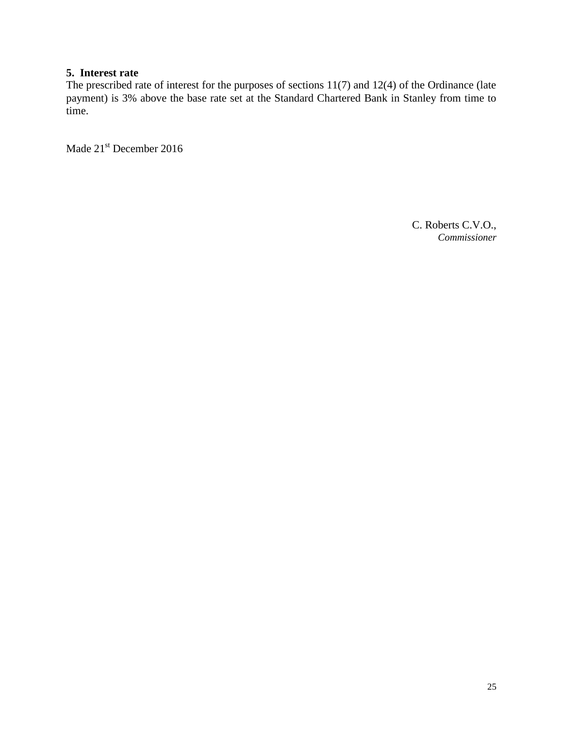**5. Interest rate**

The prescribed rate of interest for the purposes of sections 11(7) and 12(4) of the Ordinance (late payment) is 3% above the base rate set at the Standard Chartered Bank in Stanley from time to time.

Made 21st December 2016

C. Roberts C.V.O.,
*Commissioner*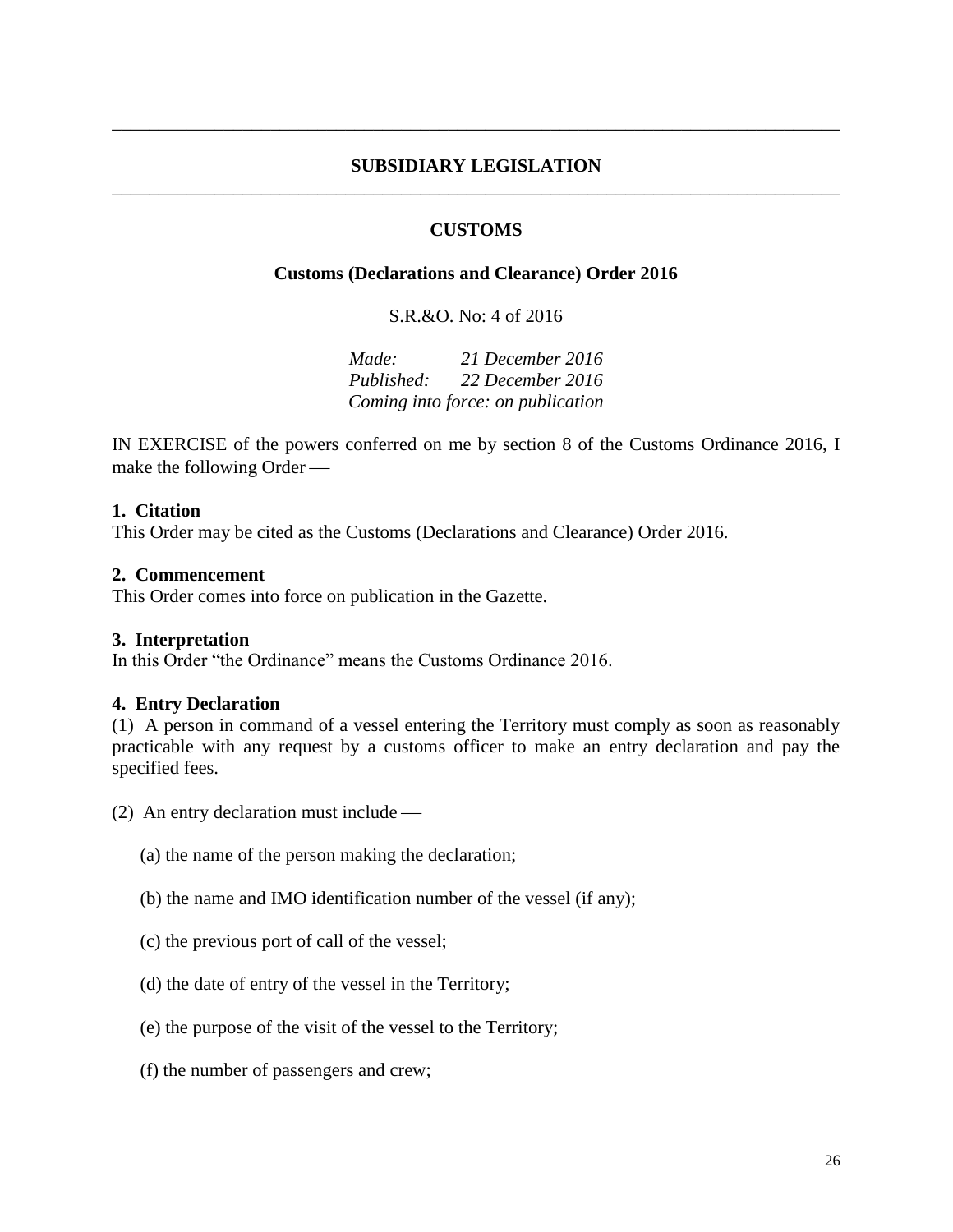---

## SUBSIDIARY LEGISLATION

---

### CUSTOMS

### Customs (Declarations and Clearance) Order 2016

S.R.&O. No: 4 of 2016

*Made: 21 December 2016*
*Published: 22 December 2016*
*Coming into force: on publication*

IN EXERCISE of the powers conferred on me by section 8 of the Customs Ordinance 2016, I make the following Order —

**1. Citation**
This Order may be cited as the Customs (Declarations and Clearance) Order 2016.

**2. Commencement**
This Order comes into force on publication in the Gazette.

**3. Interpretation**
In this Order "the Ordinance" means the Customs Ordinance 2016.

**4. Entry Declaration**
(1) A person in command of a vessel entering the Territory must comply as soon as reasonably practicable with any request by a customs officer to make an entry declaration and pay the specified fees.

(2) An entry declaration must include —

(a) the name of the person making the declaration;

(b) the name and IMO identification number of the vessel (if any);

(c) the previous port of call of the vessel;

(d) the date of entry of the vessel in the Territory;

(e) the purpose of the visit of the vessel to the Territory;

(f) the number of passengers and crew;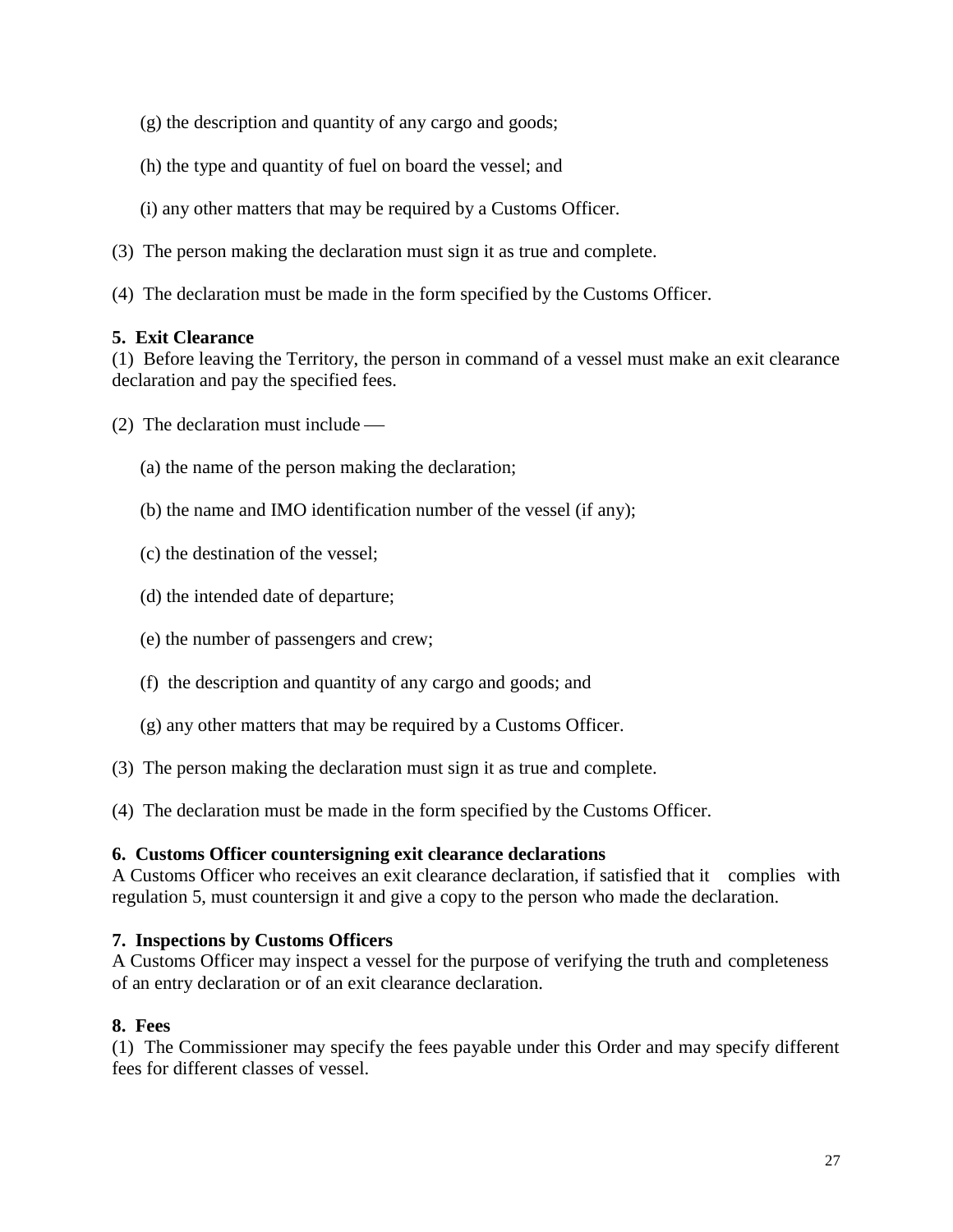(g) the description and quantity of any cargo and goods;

(h) the type and quantity of fuel on board the vessel; and

(i) any other matters that may be required by a Customs Officer.

(3) The person making the declaration must sign it as true and complete.

(4) The declaration must be made in the form specified by the Customs Officer.

**5. Exit Clearance**

(1) Before leaving the Territory, the person in command of a vessel must make an exit clearance declaration and pay the specified fees.

(2) The declaration must include —

(a) the name of the person making the declaration;

(b) the name and IMO identification number of the vessel (if any);

(c) the destination of the vessel;

(d) the intended date of departure;

(e) the number of passengers and crew;

(f) the description and quantity of any cargo and goods; and

(g) any other matters that may be required by a Customs Officer.

(3) The person making the declaration must sign it as true and complete.

(4) The declaration must be made in the form specified by the Customs Officer.

**6. Customs Officer countersigning exit clearance declarations**

A Customs Officer who receives an exit clearance declaration, if satisfied that it complies with regulation 5, must countersign it and give a copy to the person who made the declaration.

**7. Inspections by Customs Officers**

A Customs Officer may inspect a vessel for the purpose of verifying the truth and completeness of an entry declaration or of an exit clearance declaration.

**8. Fees**

(1) The Commissioner may specify the fees payable under this Order and may specify different fees for different classes of vessel.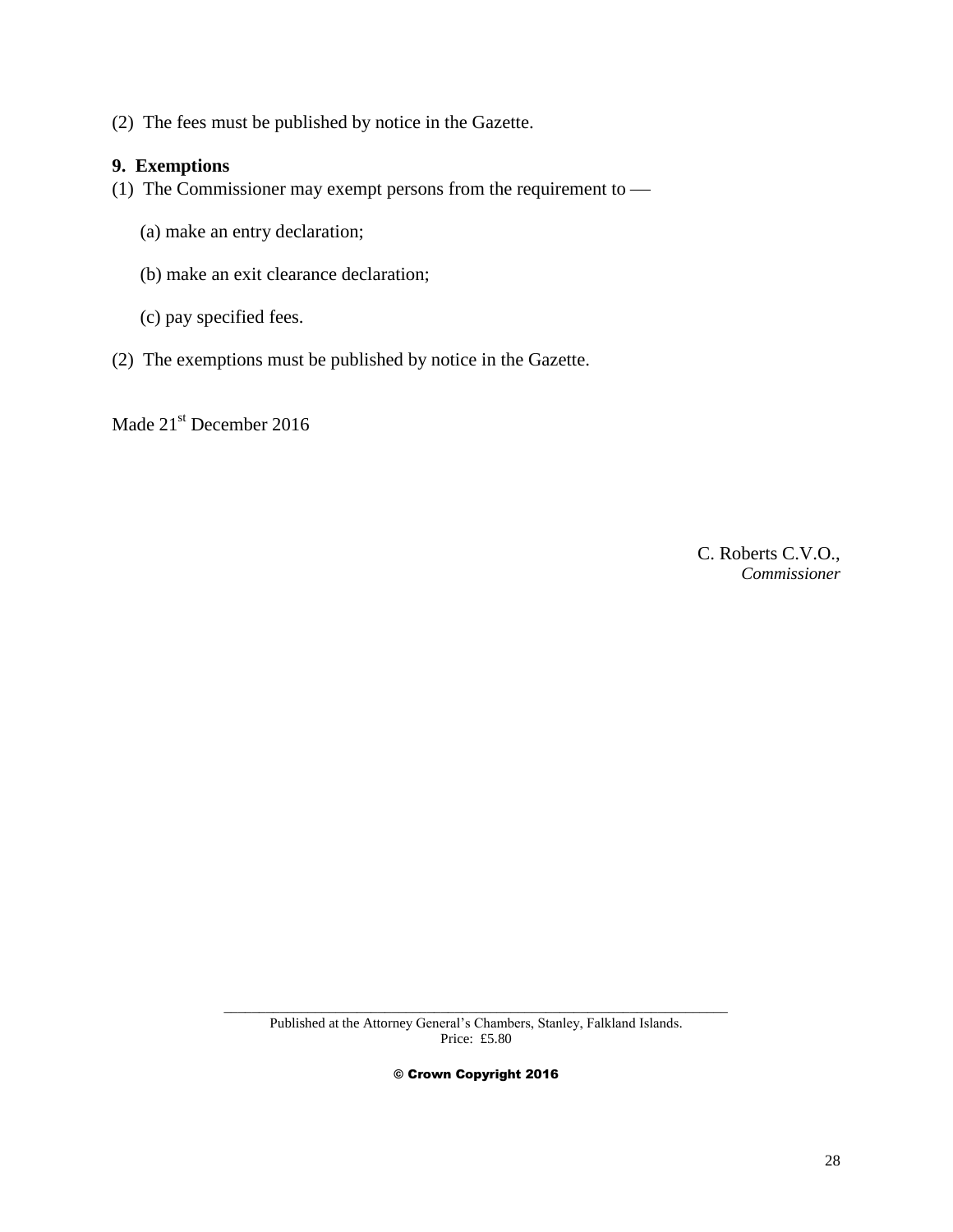(2) The fees must be published by notice in the Gazette.

**9. Exemptions**

(1) The Commissioner may exempt persons from the requirement to —

(a) make an entry declaration;

(b) make an exit clearance declaration;

(c) pay specified fees.

(2) The exemptions must be published by notice in the Gazette.

Made 21st December 2016

C. Roberts C.V.O.,
*Commissioner*

---

Published at the Attorney General's Chambers, Stanley, Falkland Islands.
Price: £5.80

© Crown Copyright 2016